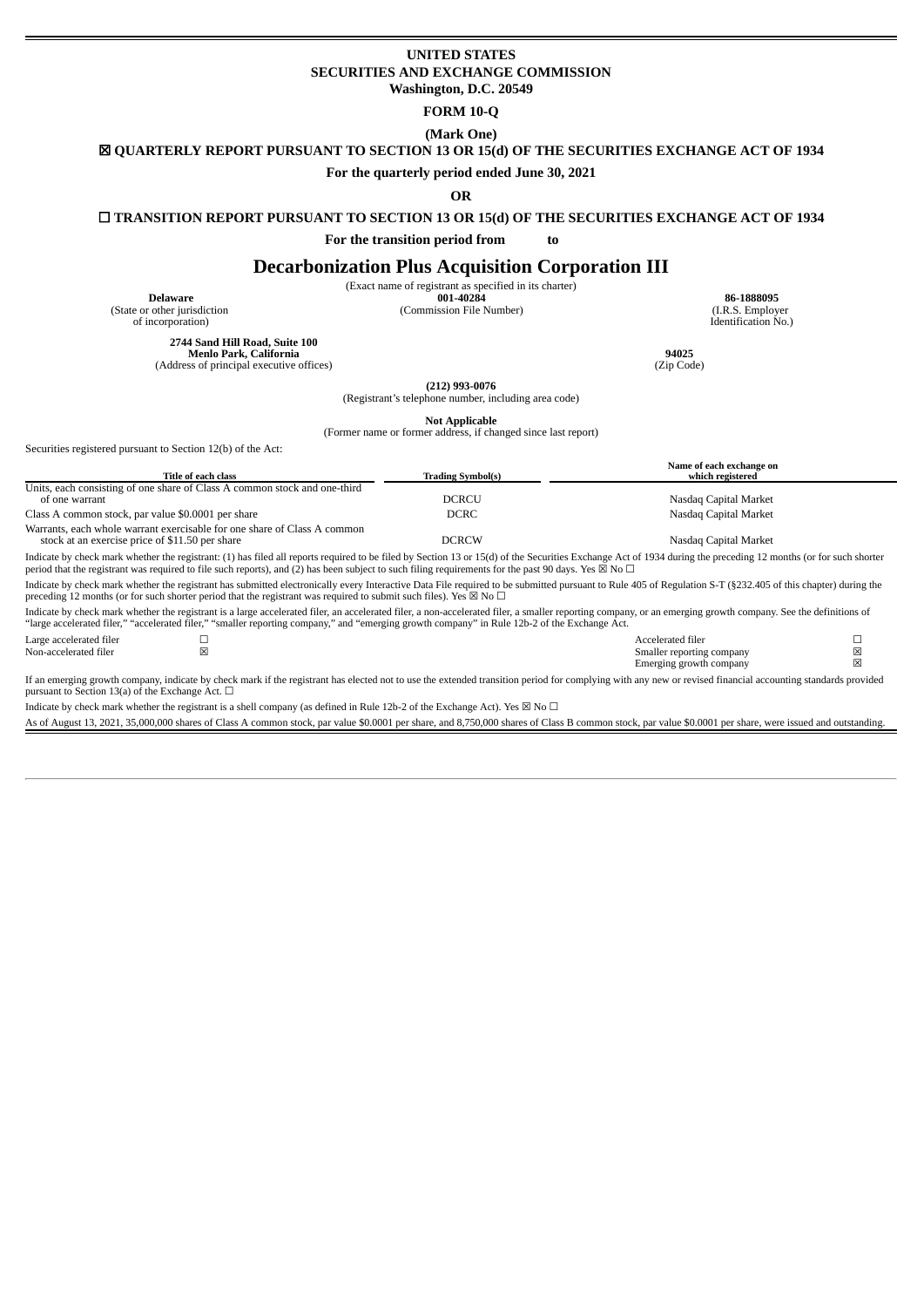**UNITED STATES**
**SECURITIES AND EXCHANGE COMMISSION**
**Washington, D.C. 20549**

**FORM 10-Q**

**(Mark One)**

☒ **QUARTERLY REPORT PURSUANT TO SECTION 13 OR 15(d) OF THE SECURITIES EXCHANGE ACT OF 1934**

**For the quarterly period ended June 30, 2021**

**OR**

☐ **TRANSITION REPORT PURSUANT TO SECTION 13 OR 15(d) OF THE SECURITIES EXCHANGE ACT OF 1934**

**For the transition period from to**

# Decarbonization Plus Acquisition Corporation III

(Exact name of registrant as specified in its charter)

| **Delaware** | **001-40284** | **86-1888095** |
|---|---|---|
| (State or other jurisdiction of incorporation) | (Commission File Number) | (I.R.S. Employer Identification No.) |

| **2744 Sand Hill Road, Suite 100 Menlo Park, California** | **94025** |
|---|---|
| (Address of principal executive offices) | (Zip Code) |

**(212) 993-0076**
(Registrant's telephone number, including area code)

**Not Applicable**
(Former name or former address, if changed since last report)

Securities registered pursuant to Section 12(b) of the Act:

| Title of each class | Trading Symbol(s) | Name of each exchange on which registered |
|---|---|---|
| Units, each consisting of one share of Class A common stock and one-third of one warrant | DCRCU | Nasdaq Capital Market |
| Class A common stock, par value $0.0001 per share | DCRC | Nasdaq Capital Market |
| Warrants, each whole warrant exercisable for one share of Class A common stock at an exercise price of $11.50 per share | DCRCW | Nasdaq Capital Market |

Indicate by check mark whether the registrant: (1) has filed all reports required to be filed by Section 13 or 15(d) of the Securities Exchange Act of 1934 during the preceding 12 months (or for such shorter period that the registrant was required to file such reports), and (2) has been subject to such filing requirements for the past 90 days. Yes ☒ No ☐

Indicate by check mark whether the registrant has submitted electronically every Interactive Data File required to be submitted pursuant to Rule 405 of Regulation S-T (§232.405 of this chapter) during the preceding 12 months (or for such shorter period that the registrant was required to submit such files). Yes ☒ No ☐

Indicate by check mark whether the registrant is a large accelerated filer, an accelerated filer, a non-accelerated filer, a smaller reporting company, or an emerging growth company. See the definitions of "large accelerated filer," "accelerated filer," "smaller reporting company," and "emerging growth company" in Rule 12b-2 of the Exchange Act.

| | | | |
|---|---|---|---|
| Large accelerated filer | ☐ | Accelerated filer | ☐ |
| Non-accelerated filer | ☒ | Smaller reporting company | ☒ |
| | | Emerging growth company | ☒ |

If an emerging growth company, indicate by check mark if the registrant has elected not to use the extended transition period for complying with any new or revised financial accounting standards provided pursuant to Section 13(a) of the Exchange Act. ☐

Indicate by check mark whether the registrant is a shell company (as defined in Rule 12b-2 of the Exchange Act). Yes ☒ No ☐

As of August 13, 2021, 35,000,000 shares of Class A common stock, par value $0.0001 per share, and 8,750,000 shares of Class B common stock, par value $0.0001 per share, were issued and outstanding.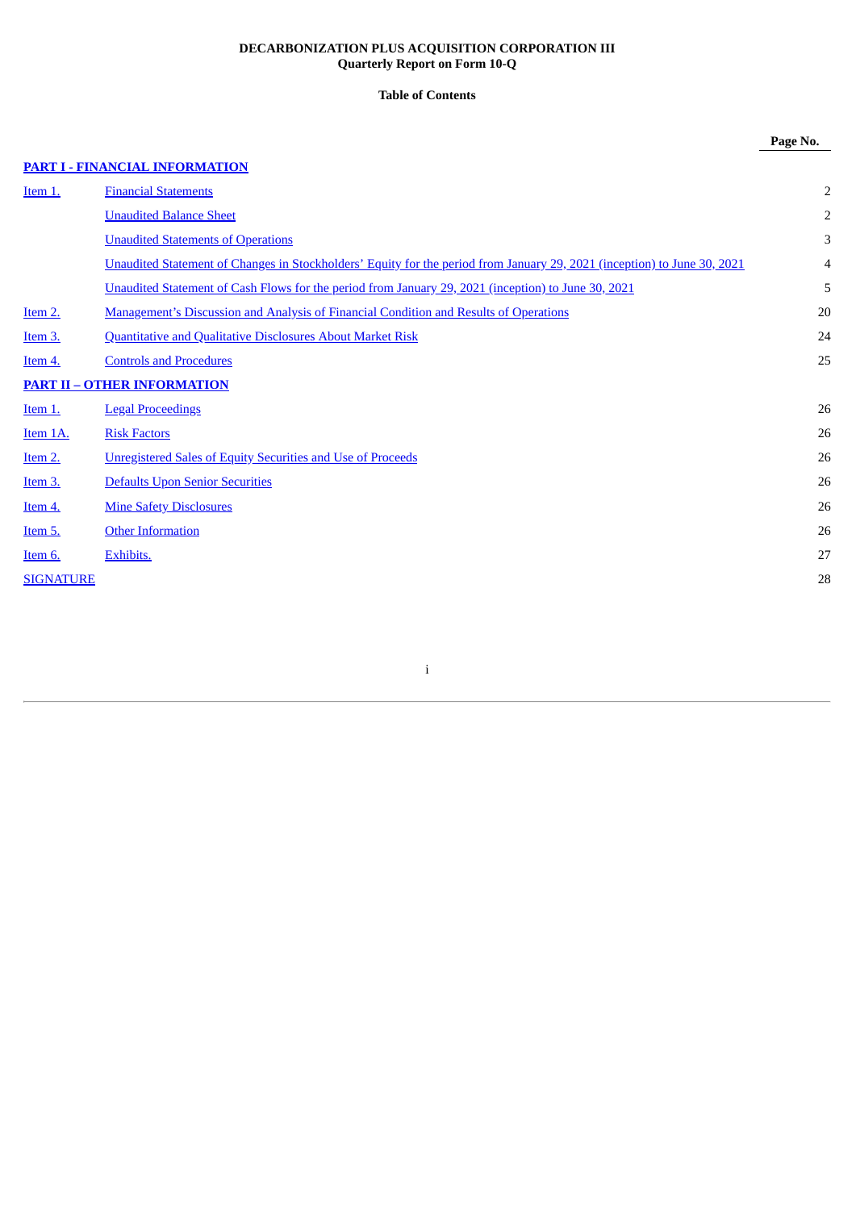**DECARBONIZATION PLUS ACQUISITION CORPORATION III**
**Quarterly Report on Form 10-Q**

**Table of Contents**

| | | Page No. |
|---|---|---|
| **PART I - FINANCIAL INFORMATION** | | |
| Item 1. | Financial Statements | 2 |
| | Unaudited Balance Sheet | 2 |
| | Unaudited Statements of Operations | 3 |
| | Unaudited Statement of Changes in Stockholders' Equity for the period from January 29, 2021 (inception) to June 30, 2021 | 4 |
| | Unaudited Statement of Cash Flows for the period from January 29, 2021 (inception) to June 30, 2021 | 5 |
| Item 2. | Management's Discussion and Analysis of Financial Condition and Results of Operations | 20 |
| Item 3. | Quantitative and Qualitative Disclosures About Market Risk | 24 |
| Item 4. | Controls and Procedures | 25 |
| **PART II – OTHER INFORMATION** | | |
| Item 1. | Legal Proceedings | 26 |
| Item 1A. | Risk Factors | 26 |
| Item 2. | Unregistered Sales of Equity Securities and Use of Proceeds | 26 |
| Item 3. | Defaults Upon Senior Securities | 26 |
| Item 4. | Mine Safety Disclosures | 26 |
| Item 5. | Other Information | 26 |
| Item 6. | Exhibits. | 27 |
| SIGNATURE | | 28 |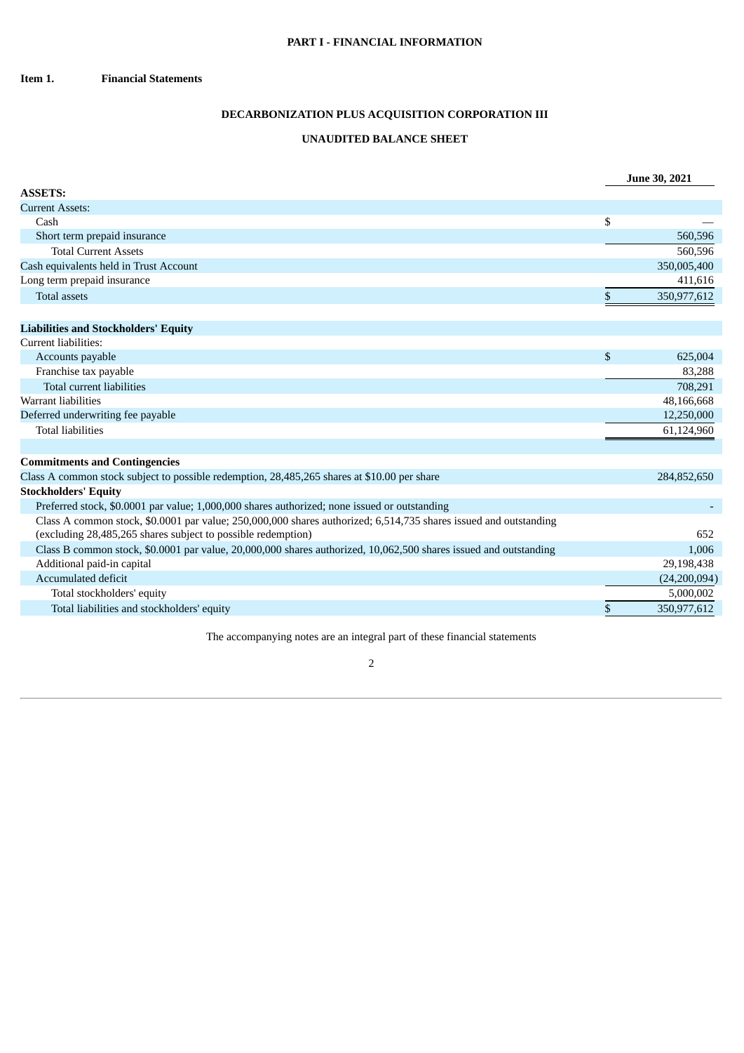## PART I - FINANCIAL INFORMATION

**Item 1. Financial Statements**

## DECARBONIZATION PLUS ACQUISITION CORPORATION III

## UNAUDITED BALANCE SHEET

| | June 30, 2021 |
|---|---|
| **ASSETS:** | |
| Current Assets: | |
| Cash | $ — |
| Short term prepaid insurance | 560,596 |
| Total Current Assets | 560,596 |
| Cash equivalents held in Trust Account | 350,005,400 |
| Long term prepaid insurance | 411,616 |
| Total assets | $ 350,977,612 |
| | |
| **Liabilities and Stockholders' Equity** | |
| Current liabilities: | |
| Accounts payable | $ 625,004 |
| Franchise tax payable | 83,288 |
| Total current liabilities | 708,291 |
| Warrant liabilities | 48,166,668 |
| Deferred underwriting fee payable | 12,250,000 |
| Total liabilities | 61,124,960 |
| | |
| **Commitments and Contingencies** | |
| Class A common stock subject to possible redemption, 28,485,265 shares at $10.00 per share | 284,852,650 |
| **Stockholders' Equity** | |
| Preferred stock, $0.0001 par value; 1,000,000 shares authorized; none issued or outstanding | - |
| Class A common stock, $0.0001 par value; 250,000,000 shares authorized; 6,514,735 shares issued and outstanding (excluding 28,485,265 shares subject to possible redemption) | 652 |
| Class B common stock, $0.0001 par value, 20,000,000 shares authorized, 10,062,500 shares issued and outstanding | 1,006 |
| Additional paid-in capital | 29,198,438 |
| Accumulated deficit | (24,200,094) |
| Total stockholders' equity | 5,000,002 |
| Total liabilities and stockholders' equity | $ 350,977,612 |

The accompanying notes are an integral part of these financial statements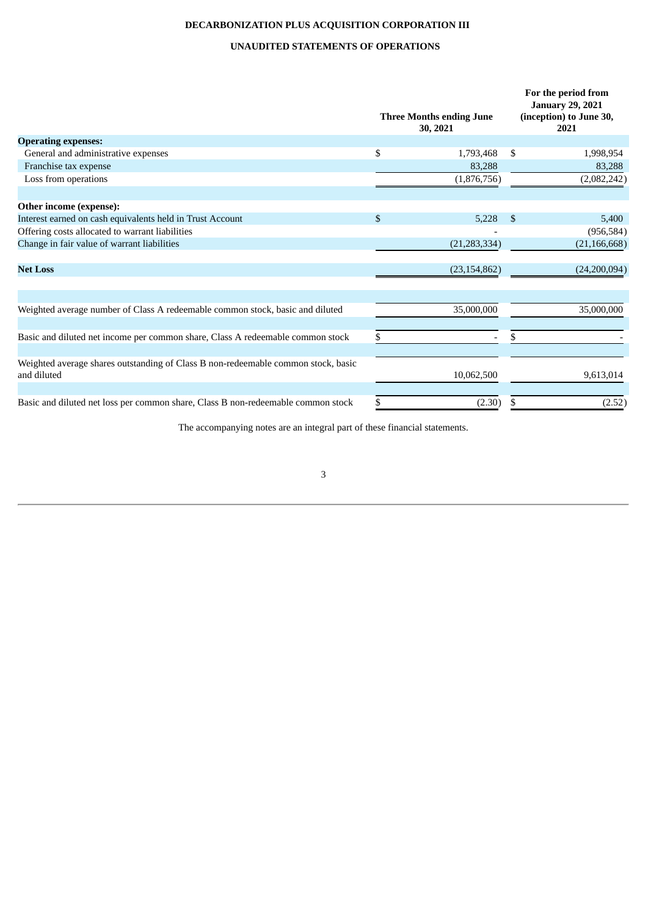**DECARBONIZATION PLUS ACQUISITION CORPORATION III**

**UNAUDITED STATEMENTS OF OPERATIONS**

| | Three Months ending June 30, 2021 | For the period from January 29, 2021 (inception) to June 30, 2021 |
|---|---|---|
| **Operating expenses:** | | |
| General and administrative expenses | $ 1,793,468 | $ 1,998,954 |
| Franchise tax expense | 83,288 | 83,288 |
| Loss from operations | (1,876,756) | (2,082,242) |
| | | |
| **Other income (expense):** | | |
| Interest earned on cash equivalents held in Trust Account | $ 5,228 | $ 5,400 |
| Offering costs allocated to warrant liabilities | - | (956,584) |
| Change in fair value of warrant liabilities | (21,283,334) | (21,166,668) |
| | | |
| **Net Loss** | (23,154,862) | (24,200,094) |
| | | |
| Weighted average number of Class A redeemable common stock, basic and diluted | 35,000,000 | 35,000,000 |
| | | |
| Basic and diluted net income per common share, Class A redeemable common stock | $ - | $ - |
| | | |
| Weighted average shares outstanding of Class B non-redeemable common stock, basic and diluted | 10,062,500 | 9,613,014 |
| | | |
| Basic and diluted net loss per common share, Class B non-redeemable common stock | $ (2.30) | $ (2.52) |

The accompanying notes are an integral part of these financial statements.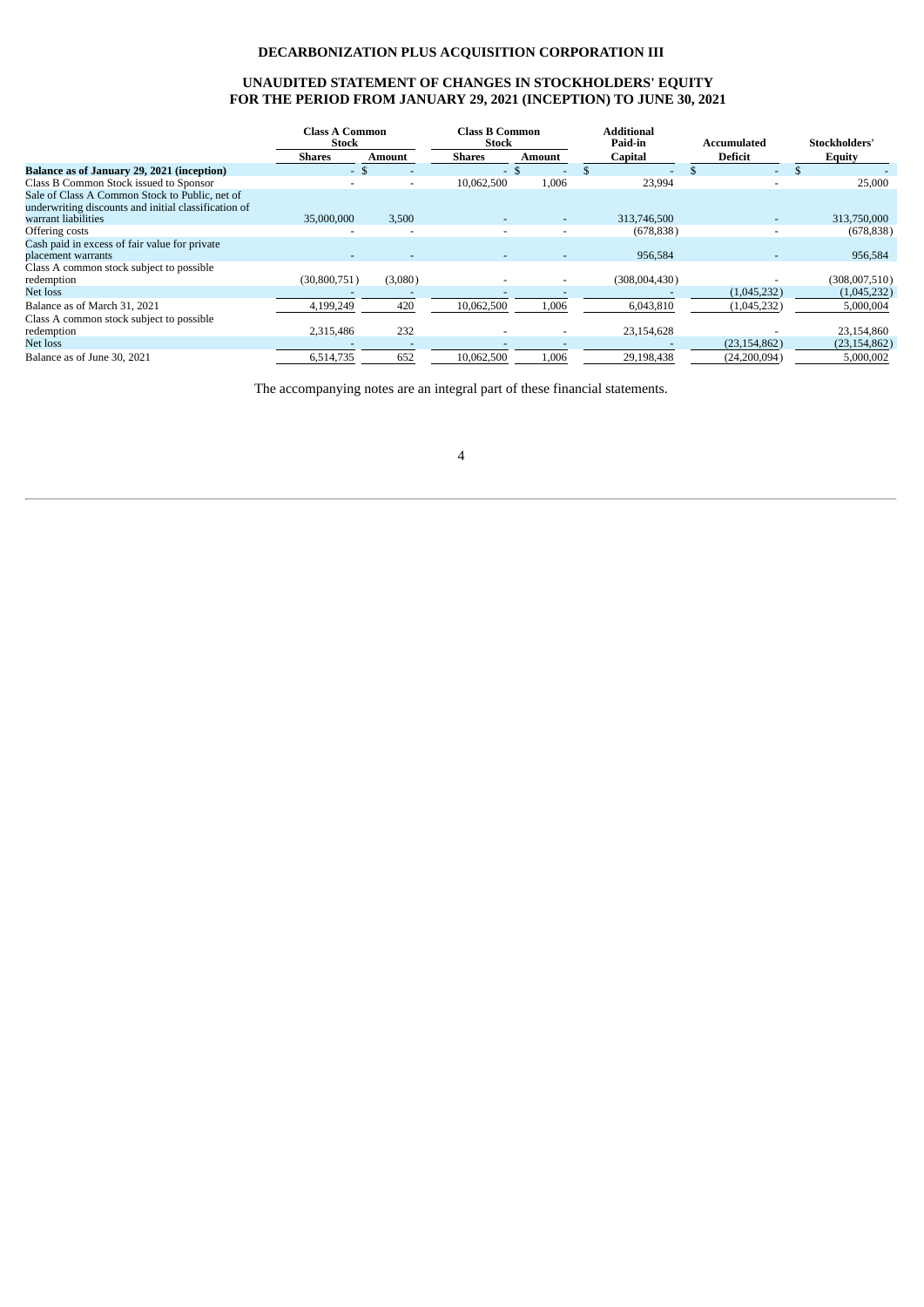# DECARBONIZATION PLUS ACQUISITION CORPORATION III

## UNAUDITED STATEMENT OF CHANGES IN STOCKHOLDERS' EQUITY FOR THE PERIOD FROM JANUARY 29, 2021 (INCEPTION) TO JUNE 30, 2021

| | Class A Common Stock | | Class B Common Stock | | Additional Paid-in | Accumulated | Stockholders' |
|---|---|---|---|---|---|---|---|
| | Shares | Amount | Shares | Amount | Capital | Deficit | Equity |
| **Balance as of January 29, 2021 (inception)** | - | $ - | - | $ - | $ - | $ - | $ - |
| Class B Common Stock issued to Sponsor | - | - | 10,062,500 | 1,006 | 23,994 | - | 25,000 |
| Sale of Class A Common Stock to Public, net of underwriting discounts and initial classification of warrant liabilities | 35,000,000 | 3,500 | - | - | 313,746,500 | - | 313,750,000 |
| Offering costs | - | - | - | - | (678,838) | - | (678,838) |
| Cash paid in excess of fair value for private placement warrants | - | - | - | - | 956,584 | - | 956,584 |
| Class A common stock subject to possible redemption | (30,800,751) | (3,080) | - | - | (308,004,430) | - | (308,007,510) |
| Net loss | - | - | - | - | - | (1,045,232) | (1,045,232) |
| Balance as of March 31, 2021 | 4,199,249 | 420 | 10,062,500 | 1,006 | 6,043,810 | (1,045,232) | 5,000,004 |
| Class A common stock subject to possible redemption | 2,315,486 | 232 | - | - | 23,154,628 | - | 23,154,860 |
| Net loss | - | - | - | - | - | (23,154,862) | (23,154,862) |
| Balance as of June 30, 2021 | 6,514,735 | 652 | 10,062,500 | 1,006 | 29,198,438 | (24,200,094) | 5,000,002 |

The accompanying notes are an integral part of these financial statements.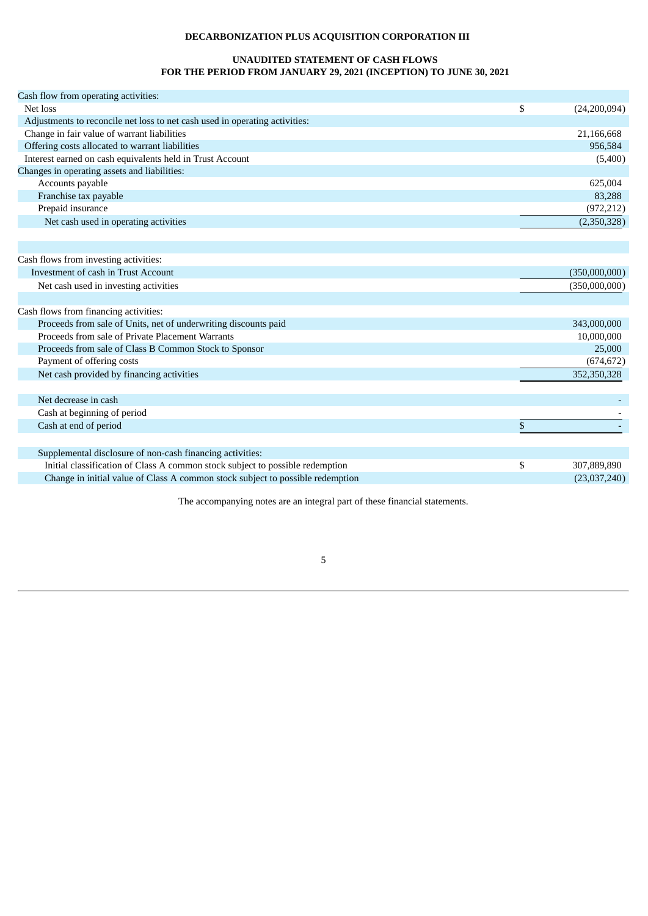**DECARBONIZATION PLUS ACQUISITION CORPORATION III**

**UNAUDITED STATEMENT OF CASH FLOWS**
**FOR THE PERIOD FROM JANUARY 29, 2021 (INCEPTION) TO JUNE 30, 2021**

| | |
|---|---|
| Cash flow from operating activities: | |
| Net loss | $ (24,200,094) |
| Adjustments to reconcile net loss to net cash used in operating activities: | |
| Change in fair value of warrant liabilities | 21,166,668 |
| Offering costs allocated to warrant liabilities | 956,584 |
| Interest earned on cash equivalents held in Trust Account | (5,400) |
| Changes in operating assets and liabilities: | |
| Accounts payable | 625,004 |
| Franchise tax payable | 83,288 |
| Prepaid insurance | (972,212) |
| Net cash used in operating activities | (2,350,328) |
| | |
| Cash flows from investing activities: | |
| Investment of cash in Trust Account | (350,000,000) |
| Net cash used in investing activities | (350,000,000) |
| | |
| Cash flows from financing activities: | |
| Proceeds from sale of Units, net of underwriting discounts paid | 343,000,000 |
| Proceeds from sale of Private Placement Warrants | 10,000,000 |
| Proceeds from sale of Class B Common Stock to Sponsor | 25,000 |
| Payment of offering costs | (674,672) |
| Net cash provided by financing activities | 352,350,328 |
| | |
| Net decrease in cash | - |
| Cash at beginning of period | - |
| Cash at end of period | $ - |
| | |
| Supplemental disclosure of non-cash financing activities: | |
| Initial classification of Class A common stock subject to possible redemption | $ 307,889,890 |
| Change in initial value of Class A common stock subject to possible redemption | (23,037,240) |

The accompanying notes are an integral part of these financial statements.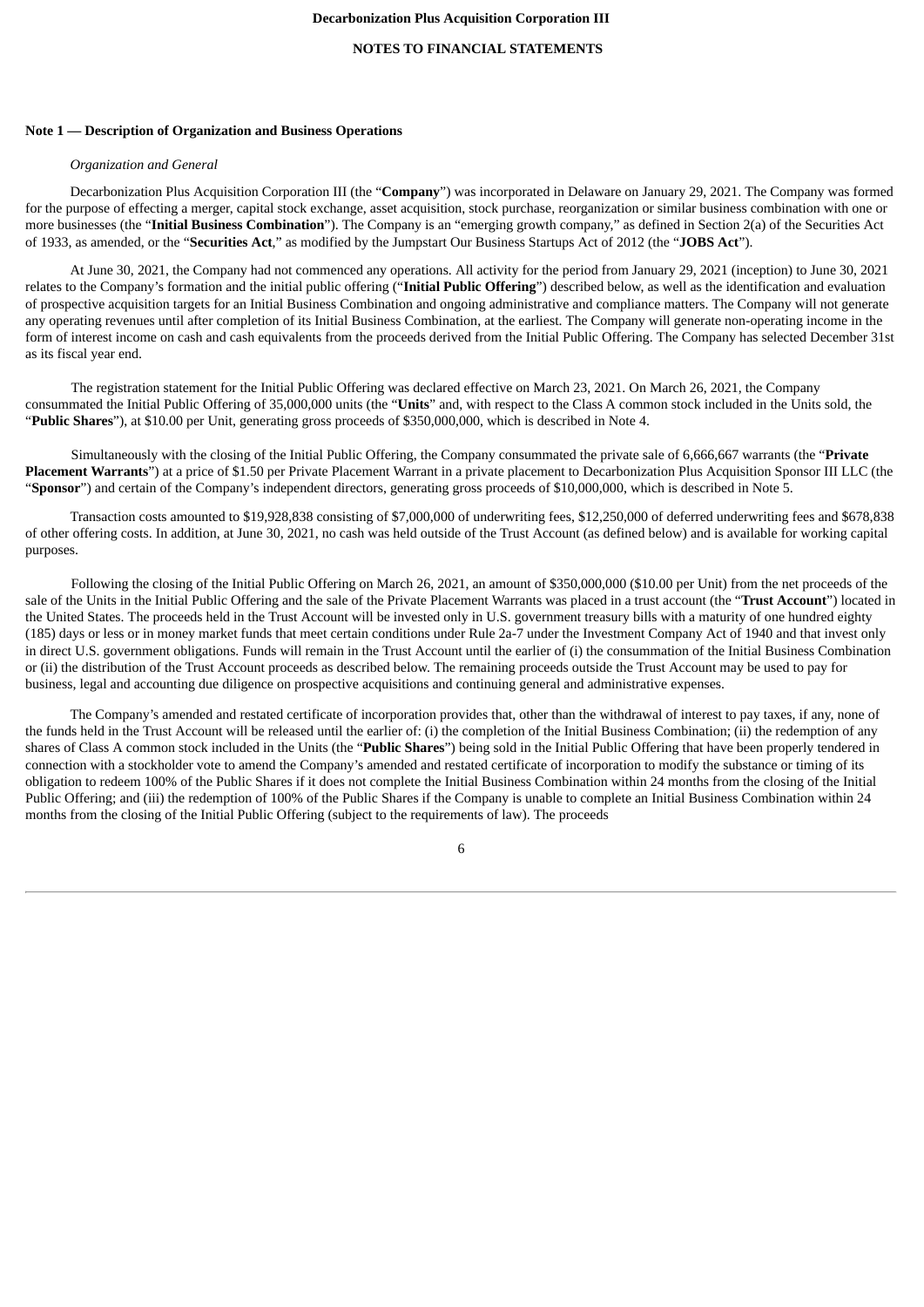**Decarbonization Plus Acquisition Corporation III**

**NOTES TO FINANCIAL STATEMENTS**

**Note 1 — Description of Organization and Business Operations**

*Organization and General*

Decarbonization Plus Acquisition Corporation III (the "**Company**") was incorporated in Delaware on January 29, 2021. The Company was formed for the purpose of effecting a merger, capital stock exchange, asset acquisition, stock purchase, reorganization or similar business combination with one or more businesses (the "**Initial Business Combination**"). The Company is an "emerging growth company," as defined in Section 2(a) of the Securities Act of 1933, as amended, or the "**Securities Act**," as modified by the Jumpstart Our Business Startups Act of 2012 (the "**JOBS Act**").

At June 30, 2021, the Company had not commenced any operations. All activity for the period from January 29, 2021 (inception) to June 30, 2021 relates to the Company's formation and the initial public offering ("**Initial Public Offering**") described below, as well as the identification and evaluation of prospective acquisition targets for an Initial Business Combination and ongoing administrative and compliance matters. The Company will not generate any operating revenues until after completion of its Initial Business Combination, at the earliest. The Company will generate non-operating income in the form of interest income on cash and cash equivalents from the proceeds derived from the Initial Public Offering. The Company has selected December 31st as its fiscal year end.

The registration statement for the Initial Public Offering was declared effective on March 23, 2021. On March 26, 2021, the Company consummated the Initial Public Offering of 35,000,000 units (the "**Units**" and, with respect to the Class A common stock included in the Units sold, the "**Public Shares**"), at $10.00 per Unit, generating gross proceeds of $350,000,000, which is described in Note 4.

Simultaneously with the closing of the Initial Public Offering, the Company consummated the private sale of 6,666,667 warrants (the "**Private Placement Warrants**") at a price of $1.50 per Private Placement Warrant in a private placement to Decarbonization Plus Acquisition Sponsor III LLC (the "**Sponsor**") and certain of the Company's independent directors, generating gross proceeds of $10,000,000, which is described in Note 5.

Transaction costs amounted to $19,928,838 consisting of $7,000,000 of underwriting fees, $12,250,000 of deferred underwriting fees and $678,838 of other offering costs. In addition, at June 30, 2021, no cash was held outside of the Trust Account (as defined below) and is available for working capital purposes.

Following the closing of the Initial Public Offering on March 26, 2021, an amount of $350,000,000 ($10.00 per Unit) from the net proceeds of the sale of the Units in the Initial Public Offering and the sale of the Private Placement Warrants was placed in a trust account (the "**Trust Account**") located in the United States. The proceeds held in the Trust Account will be invested only in U.S. government treasury bills with a maturity of one hundred eighty (185) days or less or in money market funds that meet certain conditions under Rule 2a-7 under the Investment Company Act of 1940 and that invest only in direct U.S. government obligations. Funds will remain in the Trust Account until the earlier of (i) the consummation of the Initial Business Combination or (ii) the distribution of the Trust Account proceeds as described below. The remaining proceeds outside the Trust Account may be used to pay for business, legal and accounting due diligence on prospective acquisitions and continuing general and administrative expenses.

The Company's amended and restated certificate of incorporation provides that, other than the withdrawal of interest to pay taxes, if any, none of the funds held in the Trust Account will be released until the earlier of: (i) the completion of the Initial Business Combination; (ii) the redemption of any shares of Class A common stock included in the Units (the "**Public Shares**") being sold in the Initial Public Offering that have been properly tendered in connection with a stockholder vote to amend the Company's amended and restated certificate of incorporation to modify the substance or timing of its obligation to redeem 100% of the Public Shares if it does not complete the Initial Business Combination within 24 months from the closing of the Initial Public Offering; and (iii) the redemption of 100% of the Public Shares if the Company is unable to complete an Initial Business Combination within 24 months from the closing of the Initial Public Offering (subject to the requirements of law). The proceeds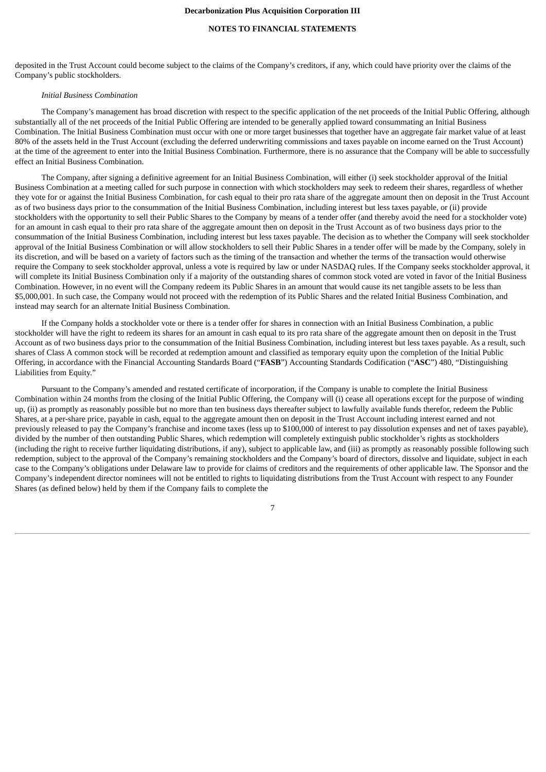deposited in the Trust Account could become subject to the claims of the Company's creditors, if any, which could have priority over the claims of the Company's public stockholders.

*Initial Business Combination*

The Company's management has broad discretion with respect to the specific application of the net proceeds of the Initial Public Offering, although substantially all of the net proceeds of the Initial Public Offering are intended to be generally applied toward consummating an Initial Business Combination. The Initial Business Combination must occur with one or more target businesses that together have an aggregate fair market value of at least 80% of the assets held in the Trust Account (excluding the deferred underwriting commissions and taxes payable on income earned on the Trust Account) at the time of the agreement to enter into the Initial Business Combination. Furthermore, there is no assurance that the Company will be able to successfully effect an Initial Business Combination.

The Company, after signing a definitive agreement for an Initial Business Combination, will either (i) seek stockholder approval of the Initial Business Combination at a meeting called for such purpose in connection with which stockholders may seek to redeem their shares, regardless of whether they vote for or against the Initial Business Combination, for cash equal to their pro rata share of the aggregate amount then on deposit in the Trust Account as of two business days prior to the consummation of the Initial Business Combination, including interest but less taxes payable, or (ii) provide stockholders with the opportunity to sell their Public Shares to the Company by means of a tender offer (and thereby avoid the need for a stockholder vote) for an amount in cash equal to their pro rata share of the aggregate amount then on deposit in the Trust Account as of two business days prior to the consummation of the Initial Business Combination, including interest but less taxes payable. The decision as to whether the Company will seek stockholder approval of the Initial Business Combination or will allow stockholders to sell their Public Shares in a tender offer will be made by the Company, solely in its discretion, and will be based on a variety of factors such as the timing of the transaction and whether the terms of the transaction would otherwise require the Company to seek stockholder approval, unless a vote is required by law or under NASDAQ rules. If the Company seeks stockholder approval, it will complete its Initial Business Combination only if a majority of the outstanding shares of common stock voted are voted in favor of the Initial Business Combination. However, in no event will the Company redeem its Public Shares in an amount that would cause its net tangible assets to be less than $5,000,001. In such case, the Company would not proceed with the redemption of its Public Shares and the related Initial Business Combination, and instead may search for an alternate Initial Business Combination.

If the Company holds a stockholder vote or there is a tender offer for shares in connection with an Initial Business Combination, a public stockholder will have the right to redeem its shares for an amount in cash equal to its pro rata share of the aggregate amount then on deposit in the Trust Account as of two business days prior to the consummation of the Initial Business Combination, including interest but less taxes payable. As a result, such shares of Class A common stock will be recorded at redemption amount and classified as temporary equity upon the completion of the Initial Public Offering, in accordance with the Financial Accounting Standards Board ("**FASB**") Accounting Standards Codification ("**ASC**") 480, "Distinguishing Liabilities from Equity."

Pursuant to the Company's amended and restated certificate of incorporation, if the Company is unable to complete the Initial Business Combination within 24 months from the closing of the Initial Public Offering, the Company will (i) cease all operations except for the purpose of winding up, (ii) as promptly as reasonably possible but no more than ten business days thereafter subject to lawfully available funds therefor, redeem the Public Shares, at a per-share price, payable in cash, equal to the aggregate amount then on deposit in the Trust Account including interest earned and not previously released to pay the Company's franchise and income taxes (less up to $100,000 of interest to pay dissolution expenses and net of taxes payable), divided by the number of then outstanding Public Shares, which redemption will completely extinguish public stockholder's rights as stockholders (including the right to receive further liquidating distributions, if any), subject to applicable law, and (iii) as promptly as reasonably possible following such redemption, subject to the approval of the Company's remaining stockholders and the Company's board of directors, dissolve and liquidate, subject in each case to the Company's obligations under Delaware law to provide for claims of creditors and the requirements of other applicable law. The Sponsor and the Company's independent director nominees will not be entitled to rights to liquidating distributions from the Trust Account with respect to any Founder Shares (as defined below) held by them if the Company fails to complete the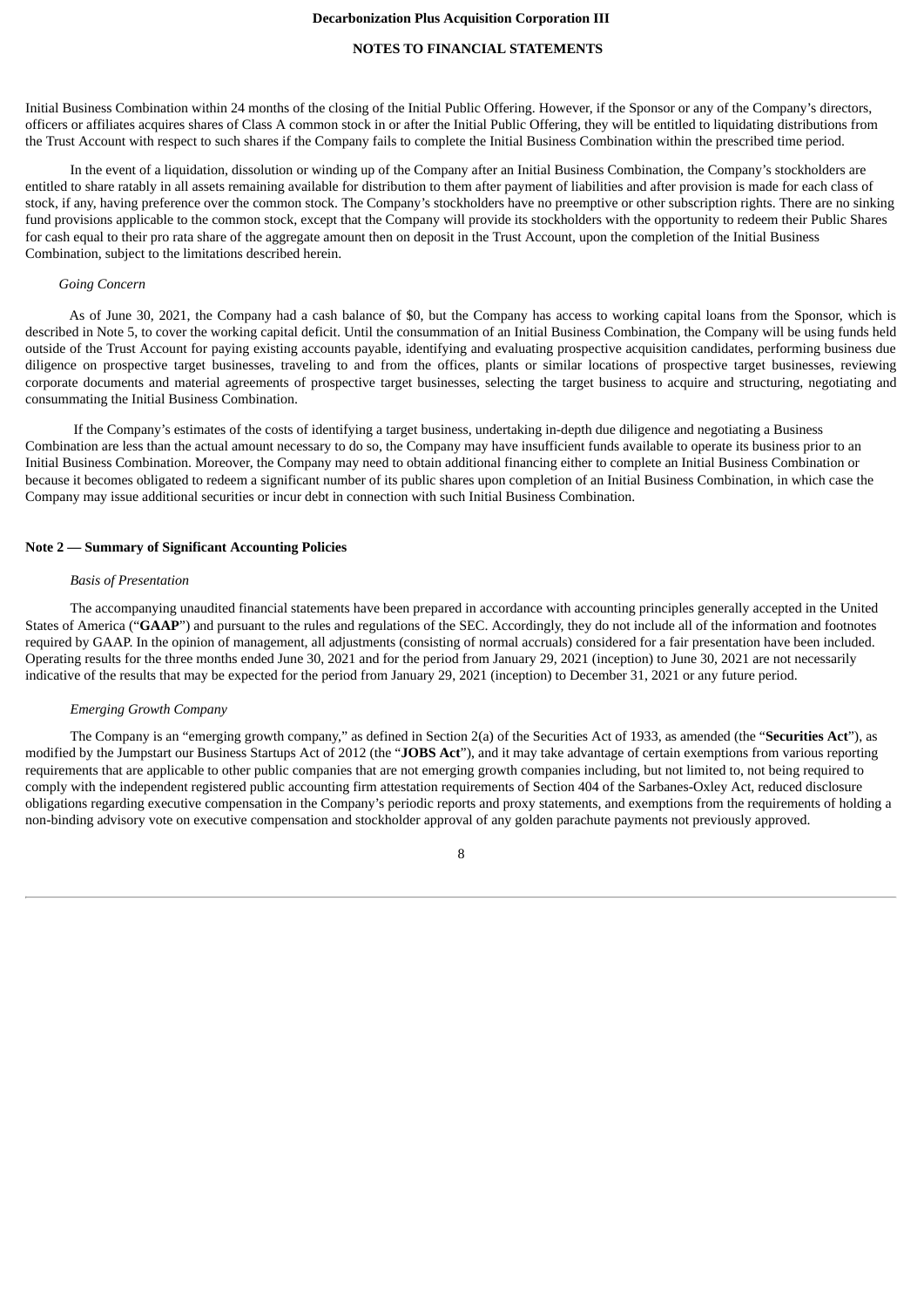Initial Business Combination within 24 months of the closing of the Initial Public Offering. However, if the Sponsor or any of the Company's directors, officers or affiliates acquires shares of Class A common stock in or after the Initial Public Offering, they will be entitled to liquidating distributions from the Trust Account with respect to such shares if the Company fails to complete the Initial Business Combination within the prescribed time period.

In the event of a liquidation, dissolution or winding up of the Company after an Initial Business Combination, the Company's stockholders are entitled to share ratably in all assets remaining available for distribution to them after payment of liabilities and after provision is made for each class of stock, if any, having preference over the common stock. The Company's stockholders have no preemptive or other subscription rights. There are no sinking fund provisions applicable to the common stock, except that the Company will provide its stockholders with the opportunity to redeem their Public Shares for cash equal to their pro rata share of the aggregate amount then on deposit in the Trust Account, upon the completion of the Initial Business Combination, subject to the limitations described herein.

*Going Concern*

As of June 30, 2021, the Company had a cash balance of $0, but the Company has access to working capital loans from the Sponsor, which is described in Note 5, to cover the working capital deficit. Until the consummation of an Initial Business Combination, the Company will be using funds held outside of the Trust Account for paying existing accounts payable, identifying and evaluating prospective acquisition candidates, performing business due diligence on prospective target businesses, traveling to and from the offices, plants or similar locations of prospective target businesses, reviewing corporate documents and material agreements of prospective target businesses, selecting the target business to acquire and structuring, negotiating and consummating the Initial Business Combination.

If the Company's estimates of the costs of identifying a target business, undertaking in-depth due diligence and negotiating a Business Combination are less than the actual amount necessary to do so, the Company may have insufficient funds available to operate its business prior to an Initial Business Combination. Moreover, the Company may need to obtain additional financing either to complete an Initial Business Combination or because it becomes obligated to redeem a significant number of its public shares upon completion of an Initial Business Combination, in which case the Company may issue additional securities or incur debt in connection with such Initial Business Combination.

**Note 2 — Summary of Significant Accounting Policies**

*Basis of Presentation*

The accompanying unaudited financial statements have been prepared in accordance with accounting principles generally accepted in the United States of America ("**GAAP**") and pursuant to the rules and regulations of the SEC. Accordingly, they do not include all of the information and footnotes required by GAAP. In the opinion of management, all adjustments (consisting of normal accruals) considered for a fair presentation have been included. Operating results for the three months ended June 30, 2021 and for the period from January 29, 2021 (inception) to June 30, 2021 are not necessarily indicative of the results that may be expected for the period from January 29, 2021 (inception) to December 31, 2021 or any future period.

*Emerging Growth Company*

The Company is an "emerging growth company," as defined in Section 2(a) of the Securities Act of 1933, as amended (the "**Securities Act**"), as modified by the Jumpstart our Business Startups Act of 2012 (the "**JOBS Act**"), and it may take advantage of certain exemptions from various reporting requirements that are applicable to other public companies that are not emerging growth companies including, but not limited to, not being required to comply with the independent registered public accounting firm attestation requirements of Section 404 of the Sarbanes-Oxley Act, reduced disclosure obligations regarding executive compensation in the Company's periodic reports and proxy statements, and exemptions from the requirements of holding a non-binding advisory vote on executive compensation and stockholder approval of any golden parachute payments not previously approved.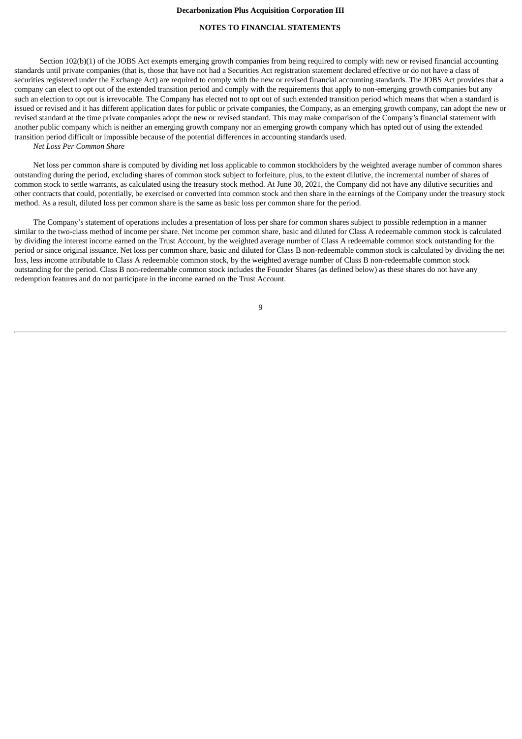Section 102(b)(1) of the JOBS Act exempts emerging growth companies from being required to comply with new or revised financial accounting standards until private companies (that is, those that have not had a Securities Act registration statement declared effective or do not have a class of securities registered under the Exchange Act) are required to comply with the new or revised financial accounting standards. The JOBS Act provides that a company can elect to opt out of the extended transition period and comply with the requirements that apply to non-emerging growth companies but any such an election to opt out is irrevocable. The Company has elected not to opt out of such extended transition period which means that when a standard is issued or revised and it has different application dates for public or private companies, the Company, as an emerging growth company, can adopt the new or revised standard at the time private companies adopt the new or revised standard. This may make comparison of the Company's financial statement with another public company which is neither an emerging growth company nor an emerging growth company which has opted out of using the extended transition period difficult or impossible because of the potential differences in accounting standards used.

*Net Loss Per Common Share*

Net loss per common share is computed by dividing net loss applicable to common stockholders by the weighted average number of common shares outstanding during the period, excluding shares of common stock subject to forfeiture, plus, to the extent dilutive, the incremental number of shares of common stock to settle warrants, as calculated using the treasury stock method. At June 30, 2021, the Company did not have any dilutive securities and other contracts that could, potentially, be exercised or converted into common stock and then share in the earnings of the Company under the treasury stock method. As a result, diluted loss per common share is the same as basic loss per common share for the period.

The Company's statement of operations includes a presentation of loss per share for common shares subject to possible redemption in a manner similar to the two-class method of income per share. Net income per common share, basic and diluted for Class A redeemable common stock is calculated by dividing the interest income earned on the Trust Account, by the weighted average number of Class A redeemable common stock outstanding for the period or since original issuance. Net loss per common share, basic and diluted for Class B non-redeemable common stock is calculated by dividing the net loss, less income attributable to Class A redeemable common stock, by the weighted average number of Class B non-redeemable common stock outstanding for the period. Class B non-redeemable common stock includes the Founder Shares (as defined below) as these shares do not have any redemption features and do not participate in the income earned on the Trust Account.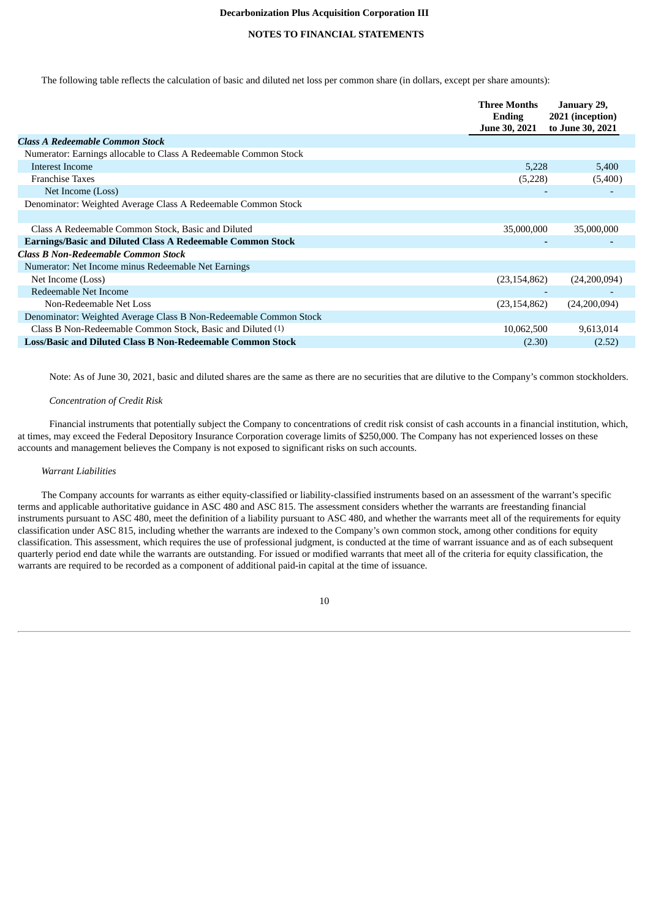The following table reflects the calculation of basic and diluted net loss per common share (in dollars, except per share amounts):

| | Three Months Ending June 30, 2021 | January 29, 2021 (inception) to June 30, 2021 |
|---|---|---|
| ***Class A Redeemable Common Stock*** | | |
| Numerator: Earnings allocable to Class A Redeemable Common Stock | | |
| Interest Income | 5,228 | 5,400 |
| Franchise Taxes | (5,228) | (5,400) |
| Net Income (Loss) | - | - |
| Denominator: Weighted Average Class A Redeemable Common Stock | | |
| | | |
| Class A Redeemable Common Stock, Basic and Diluted | 35,000,000 | 35,000,000 |
| **Earnings/Basic and Diluted Class A Redeemable Common Stock** | **-** | **-** |
| ***Class B Non-Redeemable Common Stock*** | | |
| Numerator: Net Income minus Redeemable Net Earnings | | |
| Net Income (Loss) | (23,154,862) | (24,200,094) |
| Redeemable Net Income | - | - |
| Non-Redeemable Net Loss | (23,154,862) | (24,200,094) |
| Denominator: Weighted Average Class B Non-Redeemable Common Stock | | |
| Class B Non-Redeemable Common Stock, Basic and Diluted (1) | 10,062,500 | 9,613,014 |
| **Loss/Basic and Diluted Class B Non-Redeemable Common Stock** | (2.30) | (2.52) |

Note: As of June 30, 2021, basic and diluted shares are the same as there are no securities that are dilutive to the Company's common stockholders.

*Concentration of Credit Risk*

Financial instruments that potentially subject the Company to concentrations of credit risk consist of cash accounts in a financial institution, which, at times, may exceed the Federal Depository Insurance Corporation coverage limits of $250,000. The Company has not experienced losses on these accounts and management believes the Company is not exposed to significant risks on such accounts.

*Warrant Liabilities*

The Company accounts for warrants as either equity-classified or liability-classified instruments based on an assessment of the warrant's specific terms and applicable authoritative guidance in ASC 480 and ASC 815. The assessment considers whether the warrants are freestanding financial instruments pursuant to ASC 480, meet the definition of a liability pursuant to ASC 480, and whether the warrants meet all of the requirements for equity classification under ASC 815, including whether the warrants are indexed to the Company's own common stock, among other conditions for equity classification. This assessment, which requires the use of professional judgment, is conducted at the time of warrant issuance and as of each subsequent quarterly period end date while the warrants are outstanding. For issued or modified warrants that meet all of the criteria for equity classification, the warrants are required to be recorded as a component of additional paid-in capital at the time of issuance.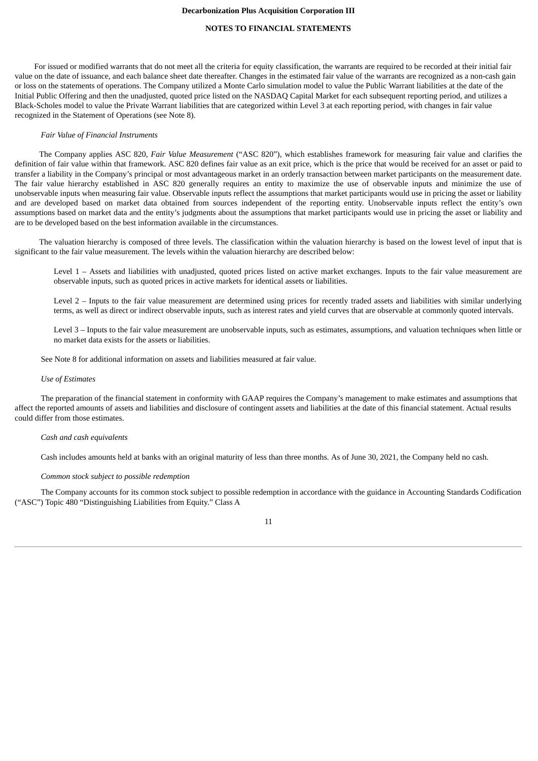For issued or modified warrants that do not meet all the criteria for equity classification, the warrants are required to be recorded at their initial fair value on the date of issuance, and each balance sheet date thereafter. Changes in the estimated fair value of the warrants are recognized as a non-cash gain or loss on the statements of operations. The Company utilized a Monte Carlo simulation model to value the Public Warrant liabilities at the date of the Initial Public Offering and then the unadjusted, quoted price listed on the NASDAQ Capital Market for each subsequent reporting period, and utilizes a Black-Scholes model to value the Private Warrant liabilities that are categorized within Level 3 at each reporting period, with changes in fair value recognized in the Statement of Operations (see Note 8).

*Fair Value of Financial Instruments*

The Company applies ASC 820, *Fair Value Measurement* ("ASC 820"), which establishes framework for measuring fair value and clarifies the definition of fair value within that framework. ASC 820 defines fair value as an exit price, which is the price that would be received for an asset or paid to transfer a liability in the Company's principal or most advantageous market in an orderly transaction between market participants on the measurement date. The fair value hierarchy established in ASC 820 generally requires an entity to maximize the use of observable inputs and minimize the use of unobservable inputs when measuring fair value. Observable inputs reflect the assumptions that market participants would use in pricing the asset or liability and are developed based on market data obtained from sources independent of the reporting entity. Unobservable inputs reflect the entity's own assumptions based on market data and the entity's judgments about the assumptions that market participants would use in pricing the asset or liability and are to be developed based on the best information available in the circumstances.

The valuation hierarchy is composed of three levels. The classification within the valuation hierarchy is based on the lowest level of input that is significant to the fair value measurement. The levels within the valuation hierarchy are described below:

Level 1 – Assets and liabilities with unadjusted, quoted prices listed on active market exchanges. Inputs to the fair value measurement are observable inputs, such as quoted prices in active markets for identical assets or liabilities.

Level 2 – Inputs to the fair value measurement are determined using prices for recently traded assets and liabilities with similar underlying terms, as well as direct or indirect observable inputs, such as interest rates and yield curves that are observable at commonly quoted intervals.

Level 3 – Inputs to the fair value measurement are unobservable inputs, such as estimates, assumptions, and valuation techniques when little or no market data exists for the assets or liabilities.

See Note 8 for additional information on assets and liabilities measured at fair value.

*Use of Estimates*

The preparation of the financial statement in conformity with GAAP requires the Company's management to make estimates and assumptions that affect the reported amounts of assets and liabilities and disclosure of contingent assets and liabilities at the date of this financial statement. Actual results could differ from those estimates.

*Cash and cash equivalents*

Cash includes amounts held at banks with an original maturity of less than three months. As of June 30, 2021, the Company held no cash.

*Common stock subject to possible redemption*

The Company accounts for its common stock subject to possible redemption in accordance with the guidance in Accounting Standards Codification ("ASC") Topic 480 "Distinguishing Liabilities from Equity." Class A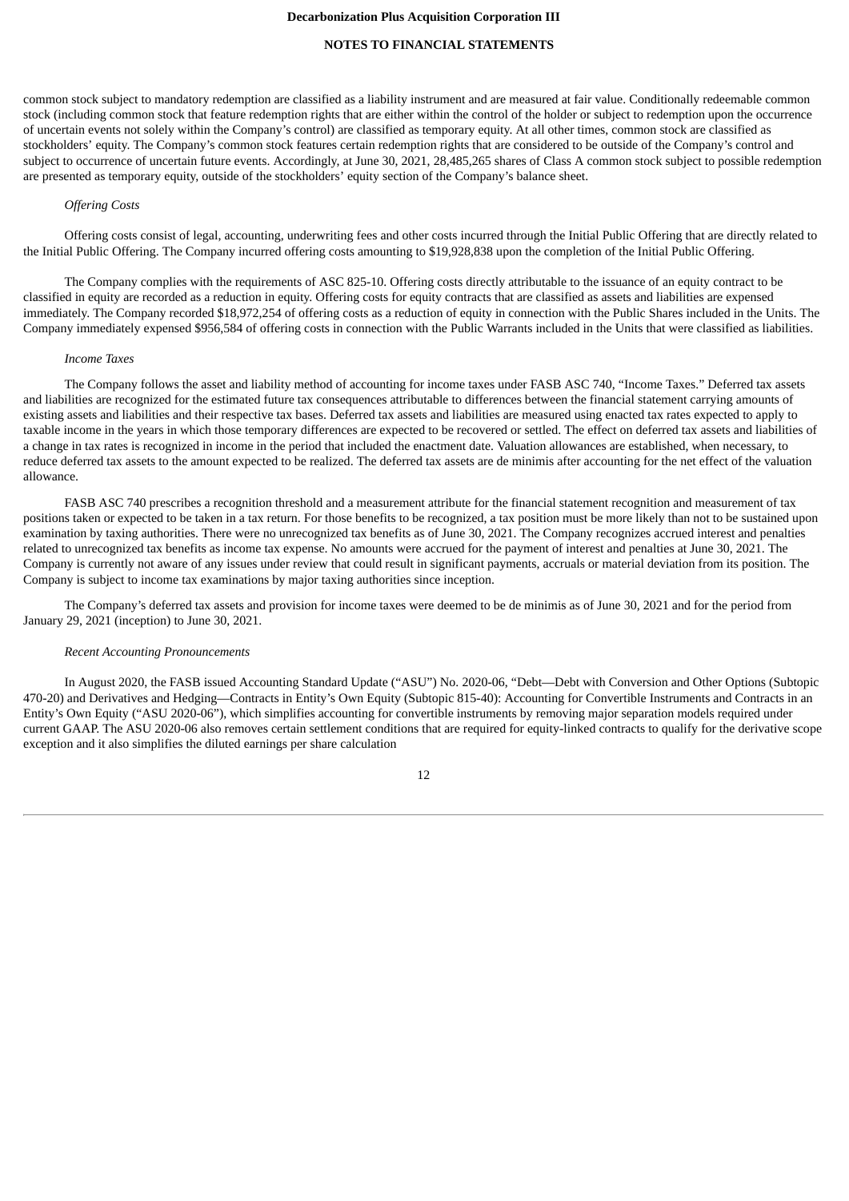common stock subject to mandatory redemption are classified as a liability instrument and are measured at fair value. Conditionally redeemable common stock (including common stock that feature redemption rights that are either within the control of the holder or subject to redemption upon the occurrence of uncertain events not solely within the Company's control) are classified as temporary equity. At all other times, common stock are classified as stockholders' equity. The Company's common stock features certain redemption rights that are considered to be outside of the Company's control and subject to occurrence of uncertain future events. Accordingly, at June 30, 2021, 28,485,265 shares of Class A common stock subject to possible redemption are presented as temporary equity, outside of the stockholders' equity section of the Company's balance sheet.

*Offering Costs*

Offering costs consist of legal, accounting, underwriting fees and other costs incurred through the Initial Public Offering that are directly related to the Initial Public Offering. The Company incurred offering costs amounting to $19,928,838 upon the completion of the Initial Public Offering.

The Company complies with the requirements of ASC 825-10. Offering costs directly attributable to the issuance of an equity contract to be classified in equity are recorded as a reduction in equity. Offering costs for equity contracts that are classified as assets and liabilities are expensed immediately. The Company recorded $18,972,254 of offering costs as a reduction of equity in connection with the Public Shares included in the Units. The Company immediately expensed $956,584 of offering costs in connection with the Public Warrants included in the Units that were classified as liabilities.

*Income Taxes*

The Company follows the asset and liability method of accounting for income taxes under FASB ASC 740, "Income Taxes." Deferred tax assets and liabilities are recognized for the estimated future tax consequences attributable to differences between the financial statement carrying amounts of existing assets and liabilities and their respective tax bases. Deferred tax assets and liabilities are measured using enacted tax rates expected to apply to taxable income in the years in which those temporary differences are expected to be recovered or settled. The effect on deferred tax assets and liabilities of a change in tax rates is recognized in income in the period that included the enactment date. Valuation allowances are established, when necessary, to reduce deferred tax assets to the amount expected to be realized. The deferred tax assets are de minimis after accounting for the net effect of the valuation allowance.

FASB ASC 740 prescribes a recognition threshold and a measurement attribute for the financial statement recognition and measurement of tax positions taken or expected to be taken in a tax return. For those benefits to be recognized, a tax position must be more likely than not to be sustained upon examination by taxing authorities. There were no unrecognized tax benefits as of June 30, 2021. The Company recognizes accrued interest and penalties related to unrecognized tax benefits as income tax expense. No amounts were accrued for the payment of interest and penalties at June 30, 2021. The Company is currently not aware of any issues under review that could result in significant payments, accruals or material deviation from its position. The Company is subject to income tax examinations by major taxing authorities since inception.

The Company's deferred tax assets and provision for income taxes were deemed to be de minimis as of June 30, 2021 and for the period from January 29, 2021 (inception) to June 30, 2021.

*Recent Accounting Pronouncements*

In August 2020, the FASB issued Accounting Standard Update ("ASU") No. 2020-06, "Debt—Debt with Conversion and Other Options (Subtopic 470-20) and Derivatives and Hedging—Contracts in Entity's Own Equity (Subtopic 815-40): Accounting for Convertible Instruments and Contracts in an Entity's Own Equity ("ASU 2020-06"), which simplifies accounting for convertible instruments by removing major separation models required under current GAAP. The ASU 2020-06 also removes certain settlement conditions that are required for equity-linked contracts to qualify for the derivative scope exception and it also simplifies the diluted earnings per share calculation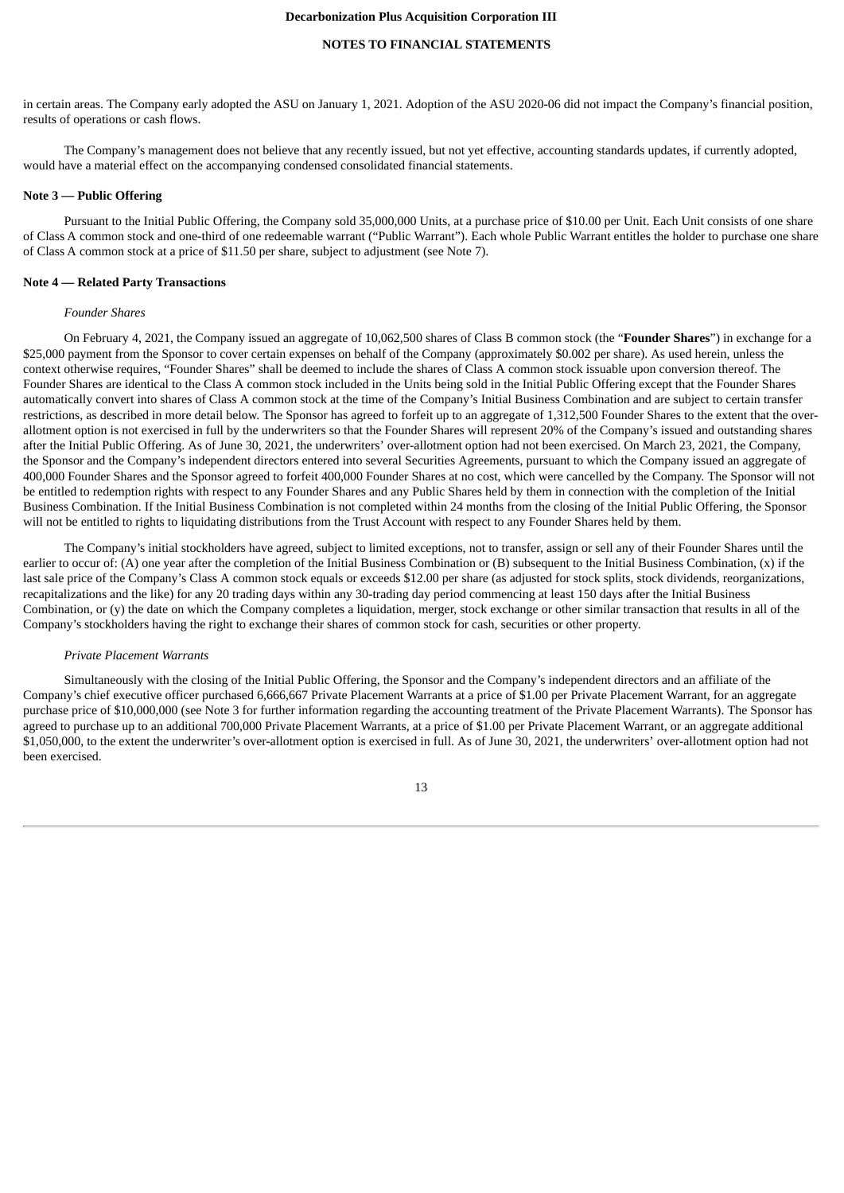in certain areas. The Company early adopted the ASU on January 1, 2021. Adoption of the ASU 2020-06 did not impact the Company's financial position, results of operations or cash flows.

The Company's management does not believe that any recently issued, but not yet effective, accounting standards updates, if currently adopted, would have a material effect on the accompanying condensed consolidated financial statements.

**Note 3 — Public Offering**

Pursuant to the Initial Public Offering, the Company sold 35,000,000 Units, at a purchase price of $10.00 per Unit. Each Unit consists of one share of Class A common stock and one-third of one redeemable warrant ("Public Warrant"). Each whole Public Warrant entitles the holder to purchase one share of Class A common stock at a price of $11.50 per share, subject to adjustment (see Note 7).

**Note 4 — Related Party Transactions**

*Founder Shares*

On February 4, 2021, the Company issued an aggregate of 10,062,500 shares of Class B common stock (the "**Founder Shares**") in exchange for a $25,000 payment from the Sponsor to cover certain expenses on behalf of the Company (approximately $0.002 per share). As used herein, unless the context otherwise requires, "Founder Shares" shall be deemed to include the shares of Class A common stock issuable upon conversion thereof. The Founder Shares are identical to the Class A common stock included in the Units being sold in the Initial Public Offering except that the Founder Shares automatically convert into shares of Class A common stock at the time of the Company's Initial Business Combination and are subject to certain transfer restrictions, as described in more detail below. The Sponsor has agreed to forfeit up to an aggregate of 1,312,500 Founder Shares to the extent that the over-allotment option is not exercised in full by the underwriters so that the Founder Shares will represent 20% of the Company's issued and outstanding shares after the Initial Public Offering. As of June 30, 2021, the underwriters' over-allotment option had not been exercised. On March 23, 2021, the Company, the Sponsor and the Company's independent directors entered into several Securities Agreements, pursuant to which the Company issued an aggregate of 400,000 Founder Shares and the Sponsor agreed to forfeit 400,000 Founder Shares at no cost, which were cancelled by the Company. The Sponsor will not be entitled to redemption rights with respect to any Founder Shares and any Public Shares held by them in connection with the completion of the Initial Business Combination. If the Initial Business Combination is not completed within 24 months from the closing of the Initial Public Offering, the Sponsor will not be entitled to rights to liquidating distributions from the Trust Account with respect to any Founder Shares held by them.

The Company's initial stockholders have agreed, subject to limited exceptions, not to transfer, assign or sell any of their Founder Shares until the earlier to occur of: (A) one year after the completion of the Initial Business Combination or (B) subsequent to the Initial Business Combination, (x) if the last sale price of the Company's Class A common stock equals or exceeds $12.00 per share (as adjusted for stock splits, stock dividends, reorganizations, recapitalizations and the like) for any 20 trading days within any 30-trading day period commencing at least 150 days after the Initial Business Combination, or (y) the date on which the Company completes a liquidation, merger, stock exchange or other similar transaction that results in all of the Company's stockholders having the right to exchange their shares of common stock for cash, securities or other property.

*Private Placement Warrants*

Simultaneously with the closing of the Initial Public Offering, the Sponsor and the Company's independent directors and an affiliate of the Company's chief executive officer purchased 6,666,667 Private Placement Warrants at a price of $1.00 per Private Placement Warrant, for an aggregate purchase price of $10,000,000 (see Note 3 for further information regarding the accounting treatment of the Private Placement Warrants). The Sponsor has agreed to purchase up to an additional 700,000 Private Placement Warrants, at a price of $1.00 per Private Placement Warrant, or an aggregate additional $1,050,000, to the extent the underwriter's over-allotment option is exercised in full. As of June 30, 2021, the underwriters' over-allotment option had not been exercised.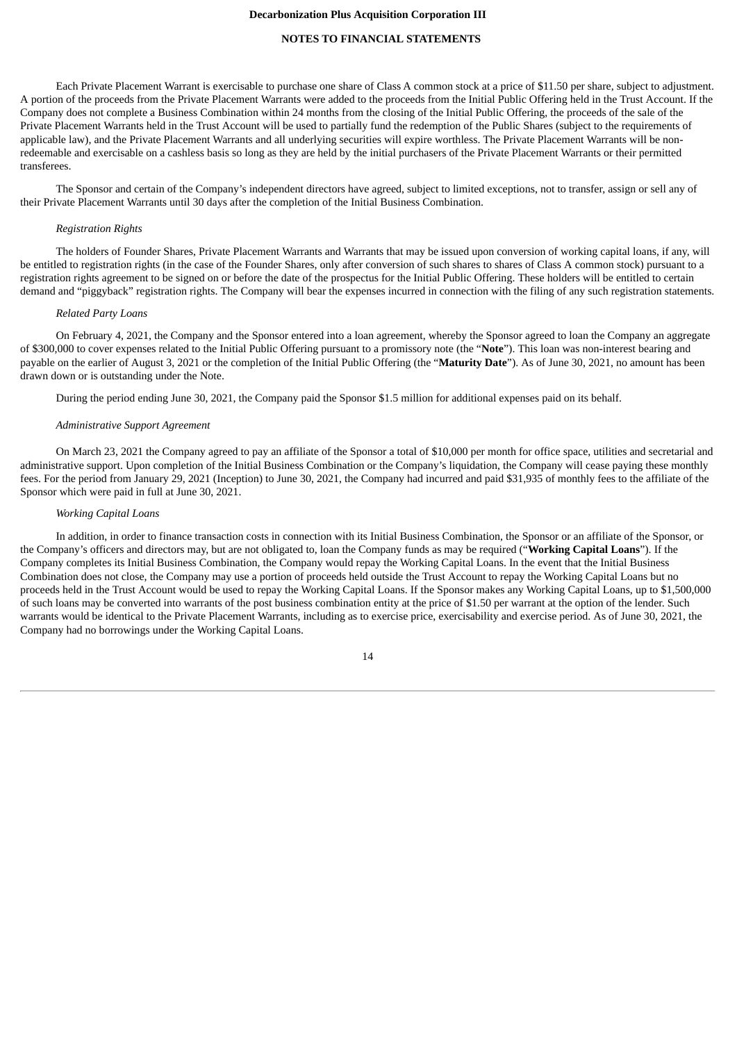Each Private Placement Warrant is exercisable to purchase one share of Class A common stock at a price of $11.50 per share, subject to adjustment. A portion of the proceeds from the Private Placement Warrants were added to the proceeds from the Initial Public Offering held in the Trust Account. If the Company does not complete a Business Combination within 24 months from the closing of the Initial Public Offering, the proceeds of the sale of the Private Placement Warrants held in the Trust Account will be used to partially fund the redemption of the Public Shares (subject to the requirements of applicable law), and the Private Placement Warrants and all underlying securities will expire worthless. The Private Placement Warrants will be non-redeemable and exercisable on a cashless basis so long as they are held by the initial purchasers of the Private Placement Warrants or their permitted transferees.

The Sponsor and certain of the Company's independent directors have agreed, subject to limited exceptions, not to transfer, assign or sell any of their Private Placement Warrants until 30 days after the completion of the Initial Business Combination.

*Registration Rights*

The holders of Founder Shares, Private Placement Warrants and Warrants that may be issued upon conversion of working capital loans, if any, will be entitled to registration rights (in the case of the Founder Shares, only after conversion of such shares to shares of Class A common stock) pursuant to a registration rights agreement to be signed on or before the date of the prospectus for the Initial Public Offering. These holders will be entitled to certain demand and "piggyback" registration rights. The Company will bear the expenses incurred in connection with the filing of any such registration statements.

*Related Party Loans*

On February 4, 2021, the Company and the Sponsor entered into a loan agreement, whereby the Sponsor agreed to loan the Company an aggregate of $300,000 to cover expenses related to the Initial Public Offering pursuant to a promissory note (the "**Note**"). This loan was non-interest bearing and payable on the earlier of August 3, 2021 or the completion of the Initial Public Offering (the "**Maturity Date**"). As of June 30, 2021, no amount has been drawn down or is outstanding under the Note.

During the period ending June 30, 2021, the Company paid the Sponsor $1.5 million for additional expenses paid on its behalf.

*Administrative Support Agreement*

On March 23, 2021 the Company agreed to pay an affiliate of the Sponsor a total of $10,000 per month for office space, utilities and secretarial and administrative support. Upon completion of the Initial Business Combination or the Company's liquidation, the Company will cease paying these monthly fees. For the period from January 29, 2021 (Inception) to June 30, 2021, the Company had incurred and paid $31,935 of monthly fees to the affiliate of the Sponsor which were paid in full at June 30, 2021.

*Working Capital Loans*

In addition, in order to finance transaction costs in connection with its Initial Business Combination, the Sponsor or an affiliate of the Sponsor, or the Company's officers and directors may, but are not obligated to, loan the Company funds as may be required ("**Working Capital Loans**"). If the Company completes its Initial Business Combination, the Company would repay the Working Capital Loans. In the event that the Initial Business Combination does not close, the Company may use a portion of proceeds held outside the Trust Account to repay the Working Capital Loans but no proceeds held in the Trust Account would be used to repay the Working Capital Loans. If the Sponsor makes any Working Capital Loans, up to $1,500,000 of such loans may be converted into warrants of the post business combination entity at the price of $1.50 per warrant at the option of the lender. Such warrants would be identical to the Private Placement Warrants, including as to exercise price, exercisability and exercise period. As of June 30, 2021, the Company had no borrowings under the Working Capital Loans.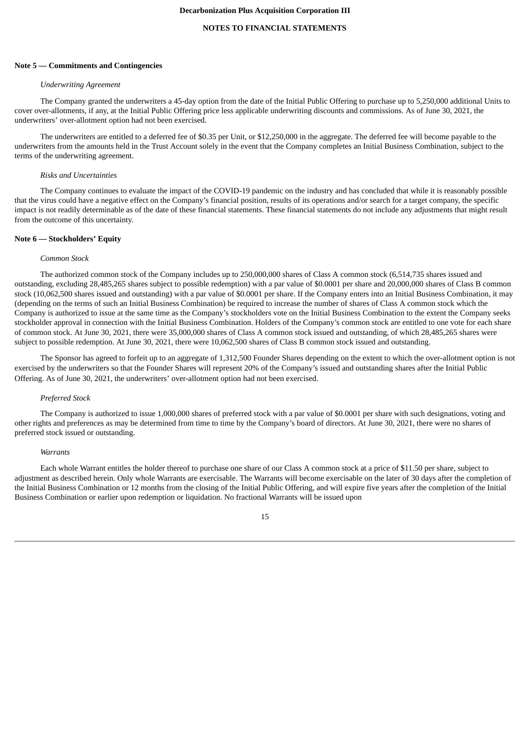**Note 5 — Commitments and Contingencies**

*Underwriting Agreement*

The Company granted the underwriters a 45-day option from the date of the Initial Public Offering to purchase up to 5,250,000 additional Units to cover over-allotments, if any, at the Initial Public Offering price less applicable underwriting discounts and commissions. As of June 30, 2021, the underwriters' over-allotment option had not been exercised.

The underwriters are entitled to a deferred fee of $0.35 per Unit, or $12,250,000 in the aggregate. The deferred fee will become payable to the underwriters from the amounts held in the Trust Account solely in the event that the Company completes an Initial Business Combination, subject to the terms of the underwriting agreement.

*Risks and Uncertainties*

The Company continues to evaluate the impact of the COVID-19 pandemic on the industry and has concluded that while it is reasonably possible that the virus could have a negative effect on the Company's financial position, results of its operations and/or search for a target company, the specific impact is not readily determinable as of the date of these financial statements. These financial statements do not include any adjustments that might result from the outcome of this uncertainty.

**Note 6 — Stockholders' Equity**

*Common Stock*

The authorized common stock of the Company includes up to 250,000,000 shares of Class A common stock (6,514,735 shares issued and outstanding, excluding 28,485,265 shares subject to possible redemption) with a par value of $0.0001 per share and 20,000,000 shares of Class B common stock (10,062,500 shares issued and outstanding) with a par value of $0.0001 per share. If the Company enters into an Initial Business Combination, it may (depending on the terms of such an Initial Business Combination) be required to increase the number of shares of Class A common stock which the Company is authorized to issue at the same time as the Company's stockholders vote on the Initial Business Combination to the extent the Company seeks stockholder approval in connection with the Initial Business Combination. Holders of the Company's common stock are entitled to one vote for each share of common stock. At June 30, 2021, there were 35,000,000 shares of Class A common stock issued and outstanding, of which 28,485,265 shares were subject to possible redemption. At June 30, 2021, there were 10,062,500 shares of Class B common stock issued and outstanding.

The Sponsor has agreed to forfeit up to an aggregate of 1,312,500 Founder Shares depending on the extent to which the over-allotment option is not exercised by the underwriters so that the Founder Shares will represent 20% of the Company's issued and outstanding shares after the Initial Public Offering. As of June 30, 2021, the underwriters' over-allotment option had not been exercised.

*Preferred Stock*

The Company is authorized to issue 1,000,000 shares of preferred stock with a par value of $0.0001 per share with such designations, voting and other rights and preferences as may be determined from time to time by the Company's board of directors. At June 30, 2021, there were no shares of preferred stock issued or outstanding.

*Warrants*

Each whole Warrant entitles the holder thereof to purchase one share of our Class A common stock at a price of $11.50 per share, subject to adjustment as described herein. Only whole Warrants are exercisable. The Warrants will become exercisable on the later of 30 days after the completion of the Initial Business Combination or 12 months from the closing of the Initial Public Offering, and will expire five years after the completion of the Initial Business Combination or earlier upon redemption or liquidation. No fractional Warrants will be issued upon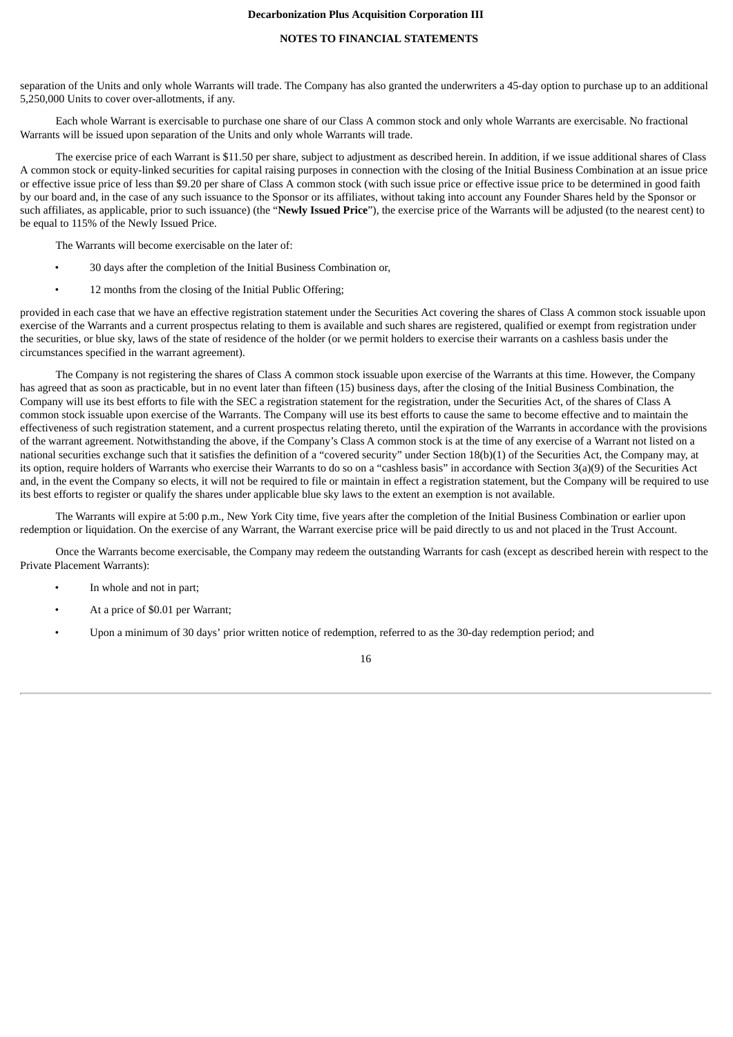separation of the Units and only whole Warrants will trade. The Company has also granted the underwriters a 45-day option to purchase up to an additional 5,250,000 Units to cover over-allotments, if any.

Each whole Warrant is exercisable to purchase one share of our Class A common stock and only whole Warrants are exercisable. No fractional Warrants will be issued upon separation of the Units and only whole Warrants will trade.

The exercise price of each Warrant is $11.50 per share, subject to adjustment as described herein. In addition, if we issue additional shares of Class A common stock or equity-linked securities for capital raising purposes in connection with the closing of the Initial Business Combination at an issue price or effective issue price of less than $9.20 per share of Class A common stock (with such issue price or effective issue price to be determined in good faith by our board and, in the case of any such issuance to the Sponsor or its affiliates, without taking into account any Founder Shares held by the Sponsor or such affiliates, as applicable, prior to such issuance) (the "**Newly Issued Price**"), the exercise price of the Warrants will be adjusted (to the nearest cent) to be equal to 115% of the Newly Issued Price.

The Warrants will become exercisable on the later of:

- 30 days after the completion of the Initial Business Combination or,
- 12 months from the closing of the Initial Public Offering;

provided in each case that we have an effective registration statement under the Securities Act covering the shares of Class A common stock issuable upon exercise of the Warrants and a current prospectus relating to them is available and such shares are registered, qualified or exempt from registration under the securities, or blue sky, laws of the state of residence of the holder (or we permit holders to exercise their warrants on a cashless basis under the circumstances specified in the warrant agreement).

The Company is not registering the shares of Class A common stock issuable upon exercise of the Warrants at this time. However, the Company has agreed that as soon as practicable, but in no event later than fifteen (15) business days, after the closing of the Initial Business Combination, the Company will use its best efforts to file with the SEC a registration statement for the registration, under the Securities Act, of the shares of Class A common stock issuable upon exercise of the Warrants. The Company will use its best efforts to cause the same to become effective and to maintain the effectiveness of such registration statement, and a current prospectus relating thereto, until the expiration of the Warrants in accordance with the provisions of the warrant agreement. Notwithstanding the above, if the Company's Class A common stock is at the time of any exercise of a Warrant not listed on a national securities exchange such that it satisfies the definition of a "covered security" under Section 18(b)(1) of the Securities Act, the Company may, at its option, require holders of Warrants who exercise their Warrants to do so on a "cashless basis" in accordance with Section 3(a)(9) of the Securities Act and, in the event the Company so elects, it will not be required to file or maintain in effect a registration statement, but the Company will be required to use its best efforts to register or qualify the shares under applicable blue sky laws to the extent an exemption is not available.

The Warrants will expire at 5:00 p.m., New York City time, five years after the completion of the Initial Business Combination or earlier upon redemption or liquidation. On the exercise of any Warrant, the Warrant exercise price will be paid directly to us and not placed in the Trust Account.

Once the Warrants become exercisable, the Company may redeem the outstanding Warrants for cash (except as described herein with respect to the Private Placement Warrants):

- In whole and not in part;
- At a price of $0.01 per Warrant;
- Upon a minimum of 30 days' prior written notice of redemption, referred to as the 30-day redemption period; and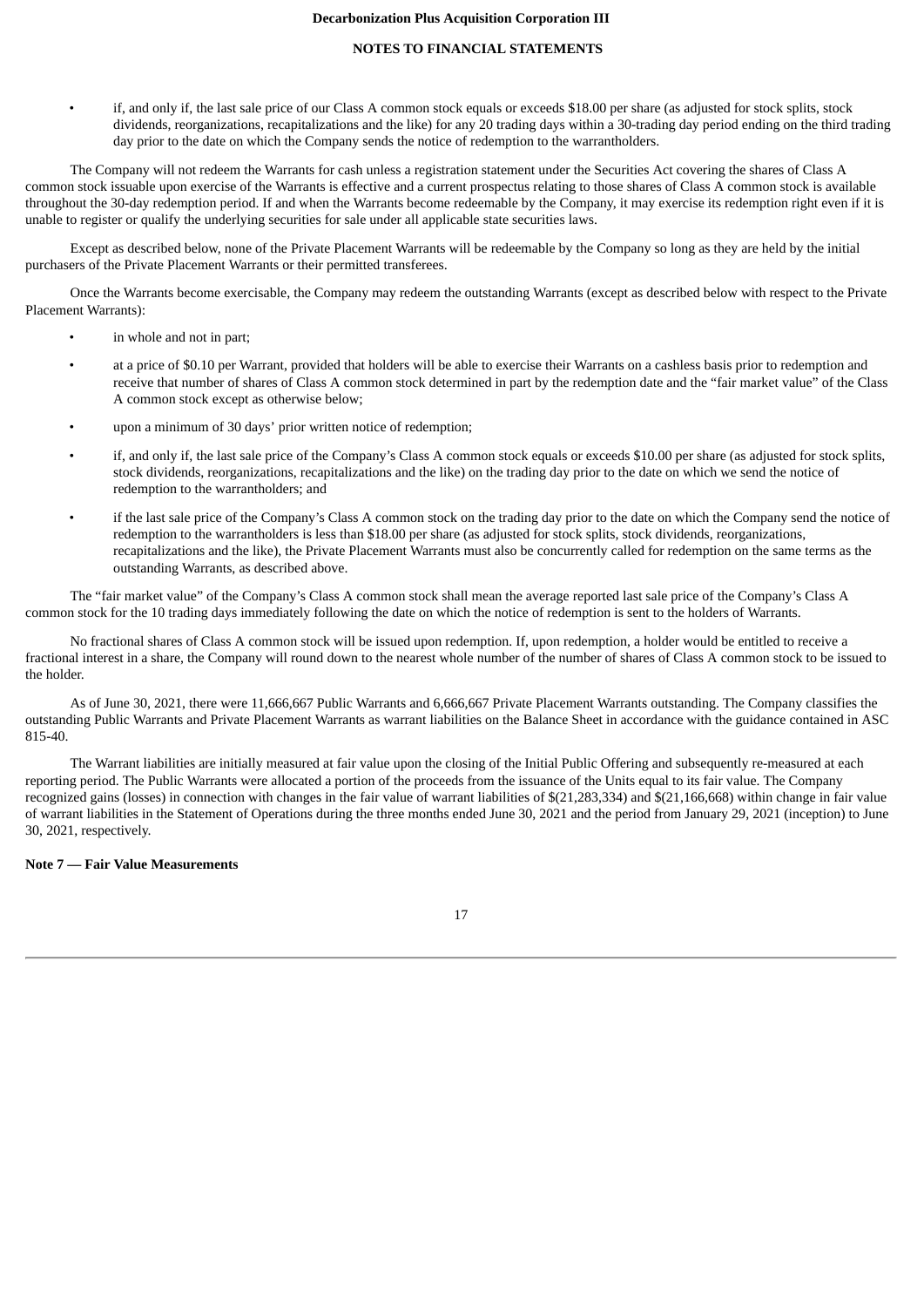- if, and only if, the last sale price of our Class A common stock equals or exceeds $18.00 per share (as adjusted for stock splits, stock dividends, reorganizations, recapitalizations and the like) for any 20 trading days within a 30-trading day period ending on the third trading day prior to the date on which the Company sends the notice of redemption to the warrantholders.

The Company will not redeem the Warrants for cash unless a registration statement under the Securities Act covering the shares of Class A common stock issuable upon exercise of the Warrants is effective and a current prospectus relating to those shares of Class A common stock is available throughout the 30-day redemption period. If and when the Warrants become redeemable by the Company, it may exercise its redemption right even if it is unable to register or qualify the underlying securities for sale under all applicable state securities laws.

Except as described below, none of the Private Placement Warrants will be redeemable by the Company so long as they are held by the initial purchasers of the Private Placement Warrants or their permitted transferees.

Once the Warrants become exercisable, the Company may redeem the outstanding Warrants (except as described below with respect to the Private Placement Warrants):

- in whole and not in part;
- at a price of $0.10 per Warrant, provided that holders will be able to exercise their Warrants on a cashless basis prior to redemption and receive that number of shares of Class A common stock determined in part by the redemption date and the "fair market value" of the Class A common stock except as otherwise below;
- upon a minimum of 30 days' prior written notice of redemption;
- if, and only if, the last sale price of the Company's Class A common stock equals or exceeds $10.00 per share (as adjusted for stock splits, stock dividends, reorganizations, recapitalizations and the like) on the trading day prior to the date on which we send the notice of redemption to the warrantholders; and
- if the last sale price of the Company's Class A common stock on the trading day prior to the date on which the Company send the notice of redemption to the warrantholders is less than $18.00 per share (as adjusted for stock splits, stock dividends, reorganizations, recapitalizations and the like), the Private Placement Warrants must also be concurrently called for redemption on the same terms as the outstanding Warrants, as described above.

The "fair market value" of the Company's Class A common stock shall mean the average reported last sale price of the Company's Class A common stock for the 10 trading days immediately following the date on which the notice of redemption is sent to the holders of Warrants.

No fractional shares of Class A common stock will be issued upon redemption. If, upon redemption, a holder would be entitled to receive a fractional interest in a share, the Company will round down to the nearest whole number of the number of shares of Class A common stock to be issued to the holder.

As of June 30, 2021, there were 11,666,667 Public Warrants and 6,666,667 Private Placement Warrants outstanding. The Company classifies the outstanding Public Warrants and Private Placement Warrants as warrant liabilities on the Balance Sheet in accordance with the guidance contained in ASC 815-40.

The Warrant liabilities are initially measured at fair value upon the closing of the Initial Public Offering and subsequently re-measured at each reporting period. The Public Warrants were allocated a portion of the proceeds from the issuance of the Units equal to its fair value. The Company recognized gains (losses) in connection with changes in the fair value of warrant liabilities of $(21,283,334) and $(21,166,668) within change in fair value of warrant liabilities in the Statement of Operations during the three months ended June 30, 2021 and the period from January 29, 2021 (inception) to June 30, 2021, respectively.

**Note 7 — Fair Value Measurements**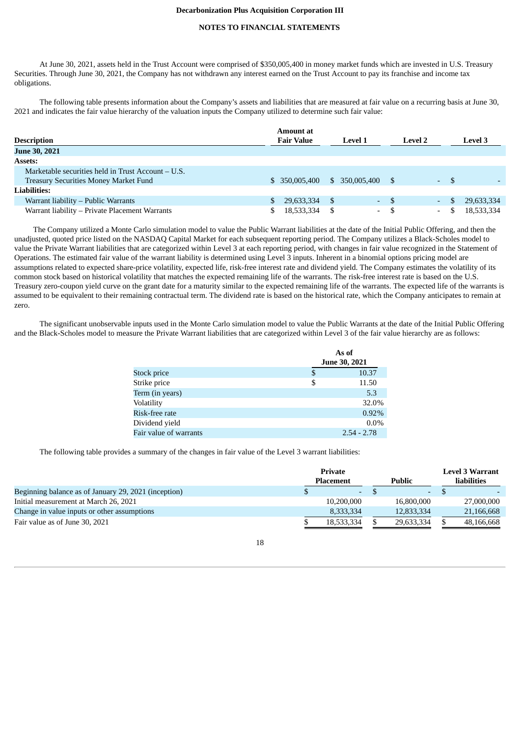At June 30, 2021, assets held in the Trust Account were comprised of $350,005,400 in money market funds which are invested in U.S. Treasury Securities. Through June 30, 2021, the Company has not withdrawn any interest earned on the Trust Account to pay its franchise and income tax obligations.

The following table presents information about the Company's assets and liabilities that are measured at fair value on a recurring basis at June 30, 2021 and indicates the fair value hierarchy of the valuation inputs the Company utilized to determine such fair value:

| Description | Amount at Fair Value | Level 1 | Level 2 | Level 3 |
|---|---|---|---|---|
| **June 30, 2021** | | | | |
| **Assets:** | | | | |
| Marketable securities held in Trust Account – U.S. Treasury Securities Money Market Fund | $ 350,005,400 | $ 350,005,400 | $ - | $ - |
| **Liabilities:** | | | | |
| Warrant liability – Public Warrants | $ 29,633,334 | $ - | $ - | $ 29,633,334 |
| Warrant liability – Private Placement Warrants | $ 18,533,334 | $ - | $ - | $ 18,533,334 |

The Company utilized a Monte Carlo simulation model to value the Public Warrant liabilities at the date of the Initial Public Offering, and then the unadjusted, quoted price listed on the NASDAQ Capital Market for each subsequent reporting period. The Company utilizes a Black-Scholes model to value the Private Warrant liabilities that are categorized within Level 3 at each reporting period, with changes in fair value recognized in the Statement of Operations. The estimated fair value of the warrant liability is determined using Level 3 inputs. Inherent in a binomial options pricing model are assumptions related to expected share-price volatility, expected life, risk-free interest rate and dividend yield. The Company estimates the volatility of its common stock based on historical volatility that matches the expected remaining life of the warrants. The risk-free interest rate is based on the U.S. Treasury zero-coupon yield curve on the grant date for a maturity similar to the expected remaining life of the warrants. The expected life of the warrants is assumed to be equivalent to their remaining contractual term. The dividend rate is based on the historical rate, which the Company anticipates to remain at zero.

The significant unobservable inputs used in the Monte Carlo simulation model to value the Public Warrants at the date of the Initial Public Offering and the Black-Scholes model to measure the Private Warrant liabilities that are categorized within Level 3 of the fair value hierarchy are as follows:

| | As of June 30, 2021 |
|---|---|
| Stock price | $ 10.37 |
| Strike price | $ 11.50 |
| Term (in years) | 5.3 |
| Volatility | 32.0% |
| Risk-free rate | 0.92% |
| Dividend yield | 0.0% |
| Fair value of warrants | 2.54 - 2.78 |

The following table provides a summary of the changes in fair value of the Level 3 warrant liabilities:

| | Private Placement | Public | Level 3 Warrant liabilities |
|---|---|---|---|
| Beginning balance as of January 29, 2021 (inception) | $ - | $ - | $ - |
| Initial measurement at March 26, 2021 | 10,200,000 | 16,800,000 | 27,000,000 |
| Change in value inputs or other assumptions | 8,333,334 | 12,833,334 | 21,166,668 |
| Fair value as of June 30, 2021 | $ 18,533,334 | $ 29,633,334 | $ 48,166,668 |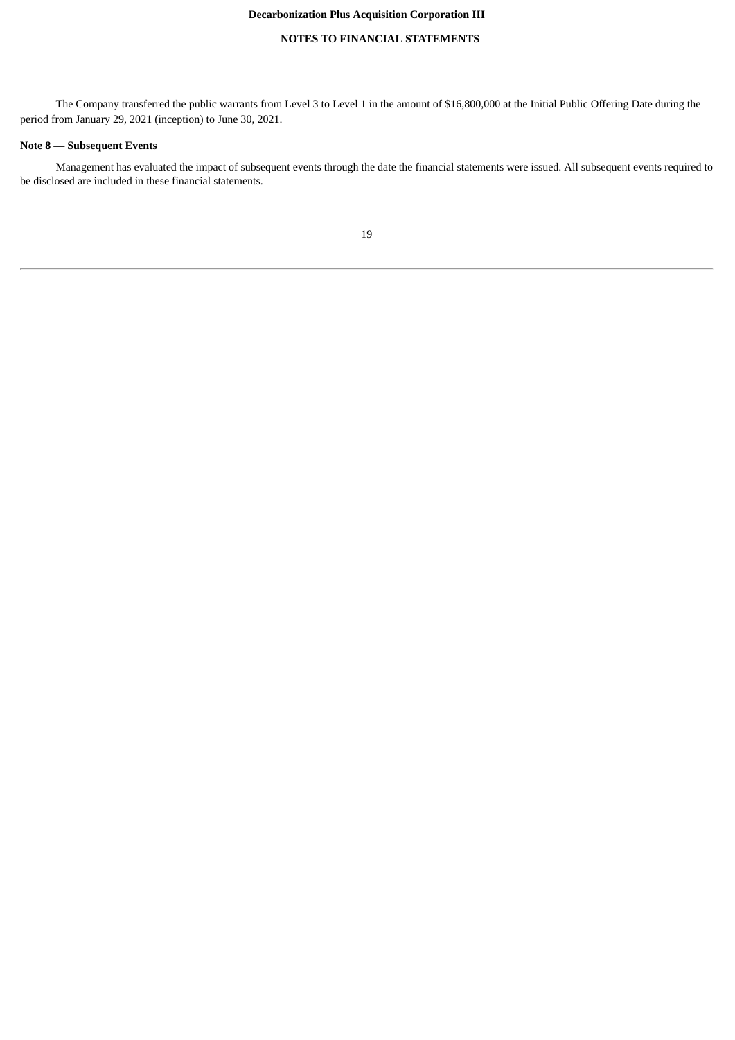The Company transferred the public warrants from Level 3 to Level 1 in the amount of $16,800,000 at the Initial Public Offering Date during the period from January 29, 2021 (inception) to June 30, 2021.

**Note 8 — Subsequent Events**

Management has evaluated the impact of subsequent events through the date the financial statements were issued. All subsequent events required to be disclosed are included in these financial statements.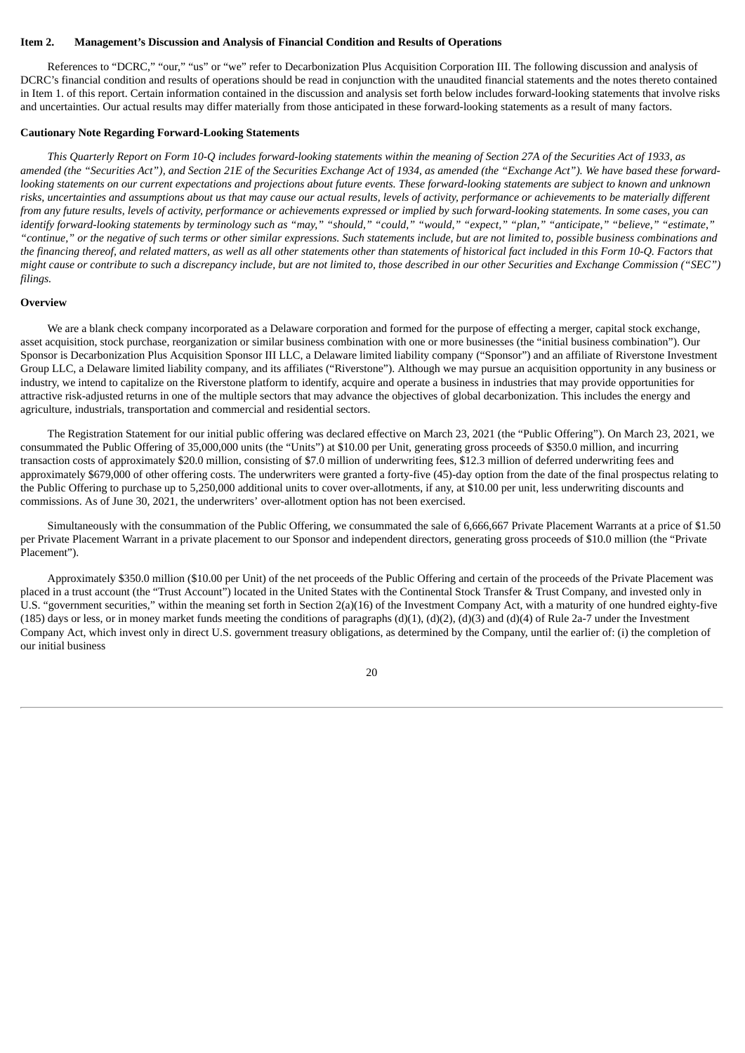**Item 2. Management's Discussion and Analysis of Financial Condition and Results of Operations**

References to "DCRC," "our," "us" or "we" refer to Decarbonization Plus Acquisition Corporation III. The following discussion and analysis of DCRC's financial condition and results of operations should be read in conjunction with the unaudited financial statements and the notes thereto contained in Item 1. of this report. Certain information contained in the discussion and analysis set forth below includes forward-looking statements that involve risks and uncertainties. Our actual results may differ materially from those anticipated in these forward-looking statements as a result of many factors.

**Cautionary Note Regarding Forward-Looking Statements**

*This Quarterly Report on Form 10-Q includes forward-looking statements within the meaning of Section 27A of the Securities Act of 1933, as amended (the "Securities Act"), and Section 21E of the Securities Exchange Act of 1934, as amended (the "Exchange Act"). We have based these forward-looking statements on our current expectations and projections about future events. These forward-looking statements are subject to known and unknown risks, uncertainties and assumptions about us that may cause our actual results, levels of activity, performance or achievements to be materially different from any future results, levels of activity, performance or achievements expressed or implied by such forward-looking statements. In some cases, you can identify forward-looking statements by terminology such as "may," "should," "could," "would," "expect," "plan," "anticipate," "believe," "estimate," "continue," or the negative of such terms or other similar expressions. Such statements include, but are not limited to, possible business combinations and the financing thereof, and related matters, as well as all other statements other than statements of historical fact included in this Form 10-Q. Factors that might cause or contribute to such a discrepancy include, but are not limited to, those described in our other Securities and Exchange Commission ("SEC") filings.*

**Overview**

We are a blank check company incorporated as a Delaware corporation and formed for the purpose of effecting a merger, capital stock exchange, asset acquisition, stock purchase, reorganization or similar business combination with one or more businesses (the "initial business combination"). Our Sponsor is Decarbonization Plus Acquisition Sponsor III LLC, a Delaware limited liability company ("Sponsor") and an affiliate of Riverstone Investment Group LLC, a Delaware limited liability company, and its affiliates ("Riverstone"). Although we may pursue an acquisition opportunity in any business or industry, we intend to capitalize on the Riverstone platform to identify, acquire and operate a business in industries that may provide opportunities for attractive risk-adjusted returns in one of the multiple sectors that may advance the objectives of global decarbonization. This includes the energy and agriculture, industrials, transportation and commercial and residential sectors.

The Registration Statement for our initial public offering was declared effective on March 23, 2021 (the "Public Offering"). On March 23, 2021, we consummated the Public Offering of 35,000,000 units (the "Units") at $10.00 per Unit, generating gross proceeds of $350.0 million, and incurring transaction costs of approximately $20.0 million, consisting of $7.0 million of underwriting fees, $12.3 million of deferred underwriting fees and approximately $679,000 of other offering costs. The underwriters were granted a forty-five (45)-day option from the date of the final prospectus relating to the Public Offering to purchase up to 5,250,000 additional units to cover over-allotments, if any, at $10.00 per unit, less underwriting discounts and commissions. As of June 30, 2021, the underwriters' over-allotment option has not been exercised.

Simultaneously with the consummation of the Public Offering, we consummated the sale of 6,666,667 Private Placement Warrants at a price of $1.50 per Private Placement Warrant in a private placement to our Sponsor and independent directors, generating gross proceeds of $10.0 million (the "Private Placement").

Approximately $350.0 million ($10.00 per Unit) of the net proceeds of the Public Offering and certain of the proceeds of the Private Placement was placed in a trust account (the "Trust Account") located in the United States with the Continental Stock Transfer & Trust Company, and invested only in U.S. "government securities," within the meaning set forth in Section 2(a)(16) of the Investment Company Act, with a maturity of one hundred eighty-five (185) days or less, or in money market funds meeting the conditions of paragraphs (d)(1), (d)(2), (d)(3) and (d)(4) of Rule 2a-7 under the Investment Company Act, which invest only in direct U.S. government treasury obligations, as determined by the Company, until the earlier of: (i) the completion of our initial business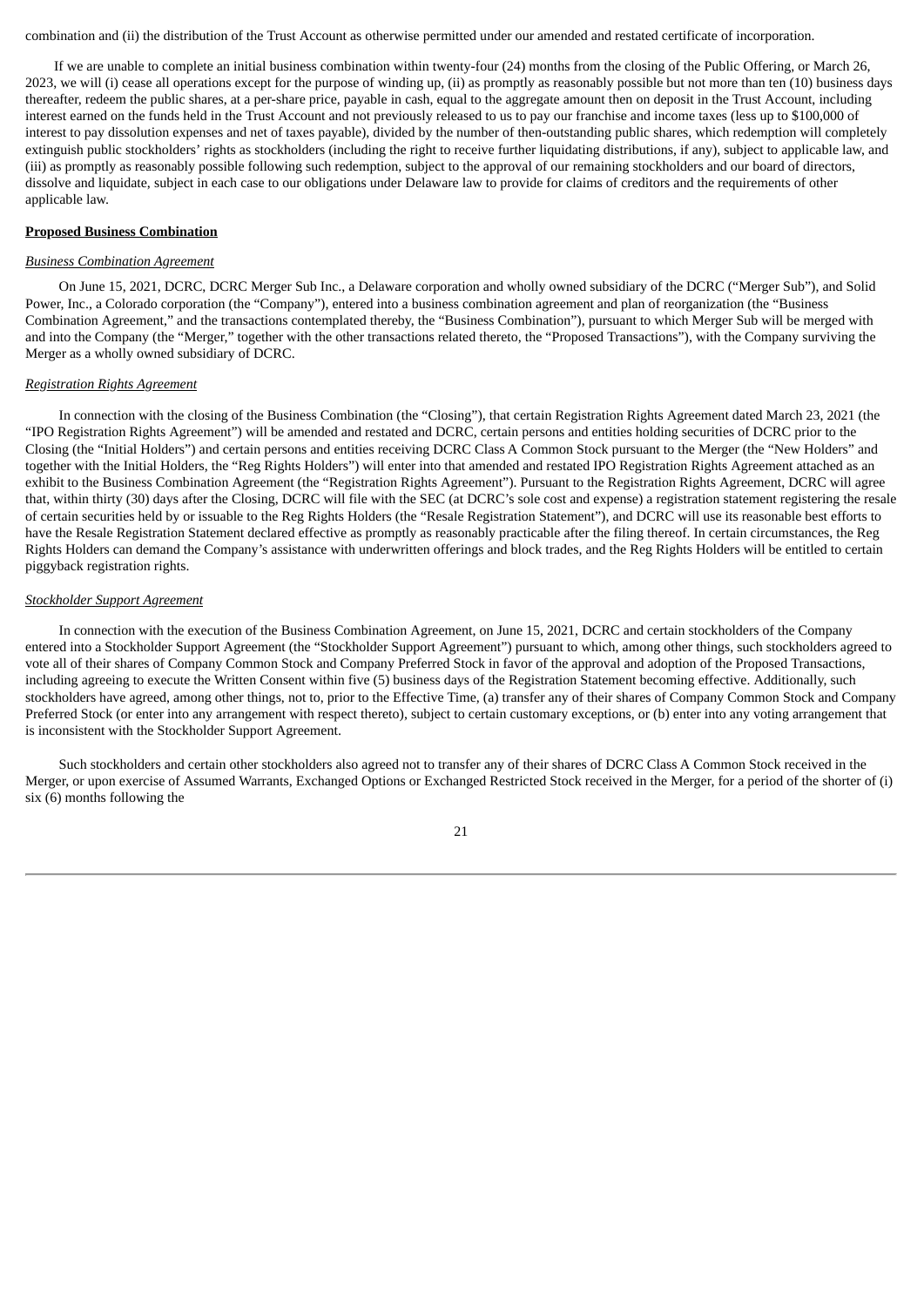combination and (ii) the distribution of the Trust Account as otherwise permitted under our amended and restated certificate of incorporation.

If we are unable to complete an initial business combination within twenty-four (24) months from the closing of the Public Offering, or March 26, 2023, we will (i) cease all operations except for the purpose of winding up, (ii) as promptly as reasonably possible but not more than ten (10) business days thereafter, redeem the public shares, at a per-share price, payable in cash, equal to the aggregate amount then on deposit in the Trust Account, including interest earned on the funds held in the Trust Account and not previously released to us to pay our franchise and income taxes (less up to $100,000 of interest to pay dissolution expenses and net of taxes payable), divided by the number of then-outstanding public shares, which redemption will completely extinguish public stockholders' rights as stockholders (including the right to receive further liquidating distributions, if any), subject to applicable law, and (iii) as promptly as reasonably possible following such redemption, subject to the approval of our remaining stockholders and our board of directors, dissolve and liquidate, subject in each case to our obligations under Delaware law to provide for claims of creditors and the requirements of other applicable law.

**Proposed Business Combination**

*Business Combination Agreement*

On June 15, 2021, DCRC, DCRC Merger Sub Inc., a Delaware corporation and wholly owned subsidiary of the DCRC ("Merger Sub"), and Solid Power, Inc., a Colorado corporation (the "Company"), entered into a business combination agreement and plan of reorganization (the "Business Combination Agreement," and the transactions contemplated thereby, the "Business Combination"), pursuant to which Merger Sub will be merged with and into the Company (the "Merger," together with the other transactions related thereto, the "Proposed Transactions"), with the Company surviving the Merger as a wholly owned subsidiary of DCRC.

*Registration Rights Agreement*

In connection with the closing of the Business Combination (the "Closing"), that certain Registration Rights Agreement dated March 23, 2021 (the "IPO Registration Rights Agreement") will be amended and restated and DCRC, certain persons and entities holding securities of DCRC prior to the Closing (the "Initial Holders") and certain persons and entities receiving DCRC Class A Common Stock pursuant to the Merger (the "New Holders" and together with the Initial Holders, the "Reg Rights Holders") will enter into that amended and restated IPO Registration Rights Agreement attached as an exhibit to the Business Combination Agreement (the "Registration Rights Agreement"). Pursuant to the Registration Rights Agreement, DCRC will agree that, within thirty (30) days after the Closing, DCRC will file with the SEC (at DCRC's sole cost and expense) a registration statement registering the resale of certain securities held by or issuable to the Reg Rights Holders (the "Resale Registration Statement"), and DCRC will use its reasonable best efforts to have the Resale Registration Statement declared effective as promptly as reasonably practicable after the filing thereof. In certain circumstances, the Reg Rights Holders can demand the Company's assistance with underwritten offerings and block trades, and the Reg Rights Holders will be entitled to certain piggyback registration rights.

*Stockholder Support Agreement*

In connection with the execution of the Business Combination Agreement, on June 15, 2021, DCRC and certain stockholders of the Company entered into a Stockholder Support Agreement (the "Stockholder Support Agreement") pursuant to which, among other things, such stockholders agreed to vote all of their shares of Company Common Stock and Company Preferred Stock in favor of the approval and adoption of the Proposed Transactions, including agreeing to execute the Written Consent within five (5) business days of the Registration Statement becoming effective. Additionally, such stockholders have agreed, among other things, not to, prior to the Effective Time, (a) transfer any of their shares of Company Common Stock and Company Preferred Stock (or enter into any arrangement with respect thereto), subject to certain customary exceptions, or (b) enter into any voting arrangement that is inconsistent with the Stockholder Support Agreement.

Such stockholders and certain other stockholders also agreed not to transfer any of their shares of DCRC Class A Common Stock received in the Merger, or upon exercise of Assumed Warrants, Exchanged Options or Exchanged Restricted Stock received in the Merger, for a period of the shorter of (i) six (6) months following the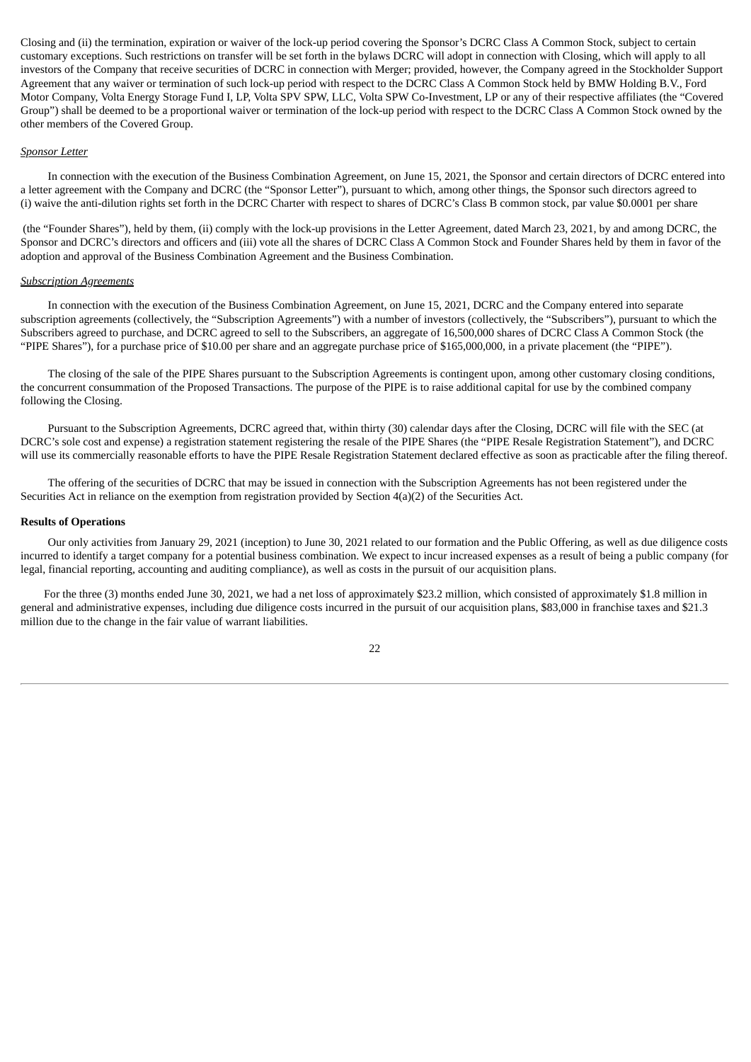Closing and (ii) the termination, expiration or waiver of the lock-up period covering the Sponsor's DCRC Class A Common Stock, subject to certain customary exceptions. Such restrictions on transfer will be set forth in the bylaws DCRC will adopt in connection with Closing, which will apply to all investors of the Company that receive securities of DCRC in connection with Merger; provided, however, the Company agreed in the Stockholder Support Agreement that any waiver or termination of such lock-up period with respect to the DCRC Class A Common Stock held by BMW Holding B.V., Ford Motor Company, Volta Energy Storage Fund I, LP, Volta SPV SPW, LLC, Volta SPW Co-Investment, LP or any of their respective affiliates (the "Covered Group") shall be deemed to be a proportional waiver or termination of the lock-up period with respect to the DCRC Class A Common Stock owned by the other members of the Covered Group.

*Sponsor Letter*

In connection with the execution of the Business Combination Agreement, on June 15, 2021, the Sponsor and certain directors of DCRC entered into a letter agreement with the Company and DCRC (the "Sponsor Letter"), pursuant to which, among other things, the Sponsor such directors agreed to (i) waive the anti-dilution rights set forth in the DCRC Charter with respect to shares of DCRC's Class B common stock, par value $0.0001 per share (the "Founder Shares"), held by them, (ii) comply with the lock-up provisions in the Letter Agreement, dated March 23, 2021, by and among DCRC, the Sponsor and DCRC's directors and officers and (iii) vote all the shares of DCRC Class A Common Stock and Founder Shares held by them in favor of the adoption and approval of the Business Combination Agreement and the Business Combination.

*Subscription Agreements*

In connection with the execution of the Business Combination Agreement, on June 15, 2021, DCRC and the Company entered into separate subscription agreements (collectively, the "Subscription Agreements") with a number of investors (collectively, the "Subscribers"), pursuant to which the Subscribers agreed to purchase, and DCRC agreed to sell to the Subscribers, an aggregate of 16,500,000 shares of DCRC Class A Common Stock (the "PIPE Shares"), for a purchase price of $10.00 per share and an aggregate purchase price of $165,000,000, in a private placement (the "PIPE").

The closing of the sale of the PIPE Shares pursuant to the Subscription Agreements is contingent upon, among other customary closing conditions, the concurrent consummation of the Proposed Transactions. The purpose of the PIPE is to raise additional capital for use by the combined company following the Closing.

Pursuant to the Subscription Agreements, DCRC agreed that, within thirty (30) calendar days after the Closing, DCRC will file with the SEC (at DCRC's sole cost and expense) a registration statement registering the resale of the PIPE Shares (the "PIPE Resale Registration Statement"), and DCRC will use its commercially reasonable efforts to have the PIPE Resale Registration Statement declared effective as soon as practicable after the filing thereof.

The offering of the securities of DCRC that may be issued in connection with the Subscription Agreements has not been registered under the Securities Act in reliance on the exemption from registration provided by Section 4(a)(2) of the Securities Act.

**Results of Operations**

Our only activities from January 29, 2021 (inception) to June 30, 2021 related to our formation and the Public Offering, as well as due diligence costs incurred to identify a target company for a potential business combination. We expect to incur increased expenses as a result of being a public company (for legal, financial reporting, accounting and auditing compliance), as well as costs in the pursuit of our acquisition plans.

For the three (3) months ended June 30, 2021, we had a net loss of approximately $23.2 million, which consisted of approximately $1.8 million in general and administrative expenses, including due diligence costs incurred in the pursuit of our acquisition plans, $83,000 in franchise taxes and $21.3 million due to the change in the fair value of warrant liabilities.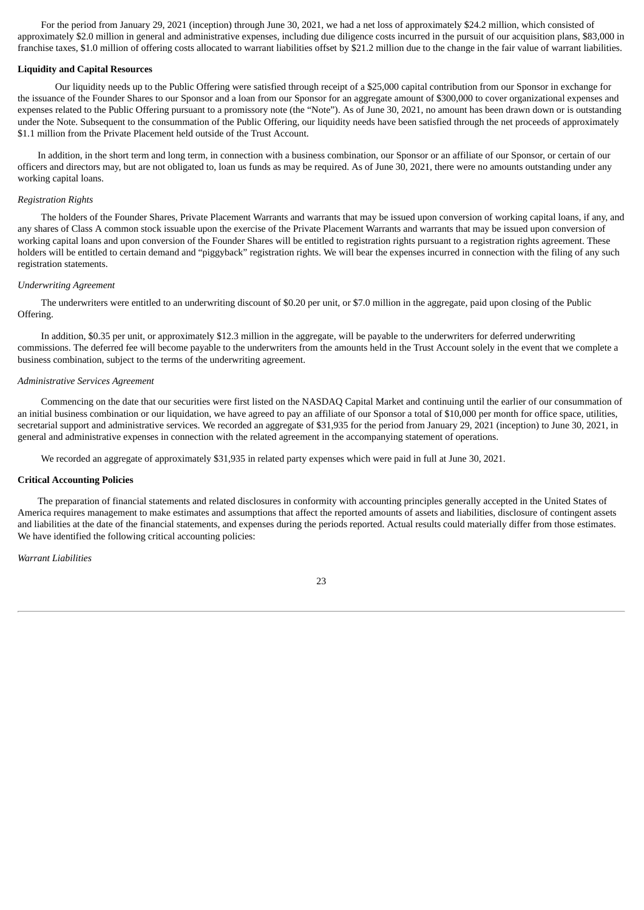For the period from January 29, 2021 (inception) through June 30, 2021, we had a net loss of approximately $24.2 million, which consisted of approximately $2.0 million in general and administrative expenses, including due diligence costs incurred in the pursuit of our acquisition plans, $83,000 in franchise taxes, $1.0 million of offering costs allocated to warrant liabilities offset by $21.2 million due to the change in the fair value of warrant liabilities.

**Liquidity and Capital Resources**

Our liquidity needs up to the Public Offering were satisfied through receipt of a $25,000 capital contribution from our Sponsor in exchange for the issuance of the Founder Shares to our Sponsor and a loan from our Sponsor for an aggregate amount of $300,000 to cover organizational expenses and expenses related to the Public Offering pursuant to a promissory note (the "Note"). As of June 30, 2021, no amount has been drawn down or is outstanding under the Note. Subsequent to the consummation of the Public Offering, our liquidity needs have been satisfied through the net proceeds of approximately $1.1 million from the Private Placement held outside of the Trust Account.

In addition, in the short term and long term, in connection with a business combination, our Sponsor or an affiliate of our Sponsor, or certain of our officers and directors may, but are not obligated to, loan us funds as may be required. As of June 30, 2021, there were no amounts outstanding under any working capital loans.

*Registration Rights*

The holders of the Founder Shares, Private Placement Warrants and warrants that may be issued upon conversion of working capital loans, if any, and any shares of Class A common stock issuable upon the exercise of the Private Placement Warrants and warrants that may be issued upon conversion of working capital loans and upon conversion of the Founder Shares will be entitled to registration rights pursuant to a registration rights agreement. These holders will be entitled to certain demand and "piggyback" registration rights. We will bear the expenses incurred in connection with the filing of any such registration statements.

*Underwriting Agreement*

The underwriters were entitled to an underwriting discount of $0.20 per unit, or $7.0 million in the aggregate, paid upon closing of the Public Offering.

In addition, $0.35 per unit, or approximately $12.3 million in the aggregate, will be payable to the underwriters for deferred underwriting commissions. The deferred fee will become payable to the underwriters from the amounts held in the Trust Account solely in the event that we complete a business combination, subject to the terms of the underwriting agreement.

*Administrative Services Agreement*

Commencing on the date that our securities were first listed on the NASDAQ Capital Market and continuing until the earlier of our consummation of an initial business combination or our liquidation, we have agreed to pay an affiliate of our Sponsor a total of $10,000 per month for office space, utilities, secretarial support and administrative services. We recorded an aggregate of $31,935 for the period from January 29, 2021 (inception) to June 30, 2021, in general and administrative expenses in connection with the related agreement in the accompanying statement of operations.

We recorded an aggregate of approximately $31,935 in related party expenses which were paid in full at June 30, 2021.

**Critical Accounting Policies**

The preparation of financial statements and related disclosures in conformity with accounting principles generally accepted in the United States of America requires management to make estimates and assumptions that affect the reported amounts of assets and liabilities, disclosure of contingent assets and liabilities at the date of the financial statements, and expenses during the periods reported. Actual results could materially differ from those estimates. We have identified the following critical accounting policies:

*Warrant Liabilities*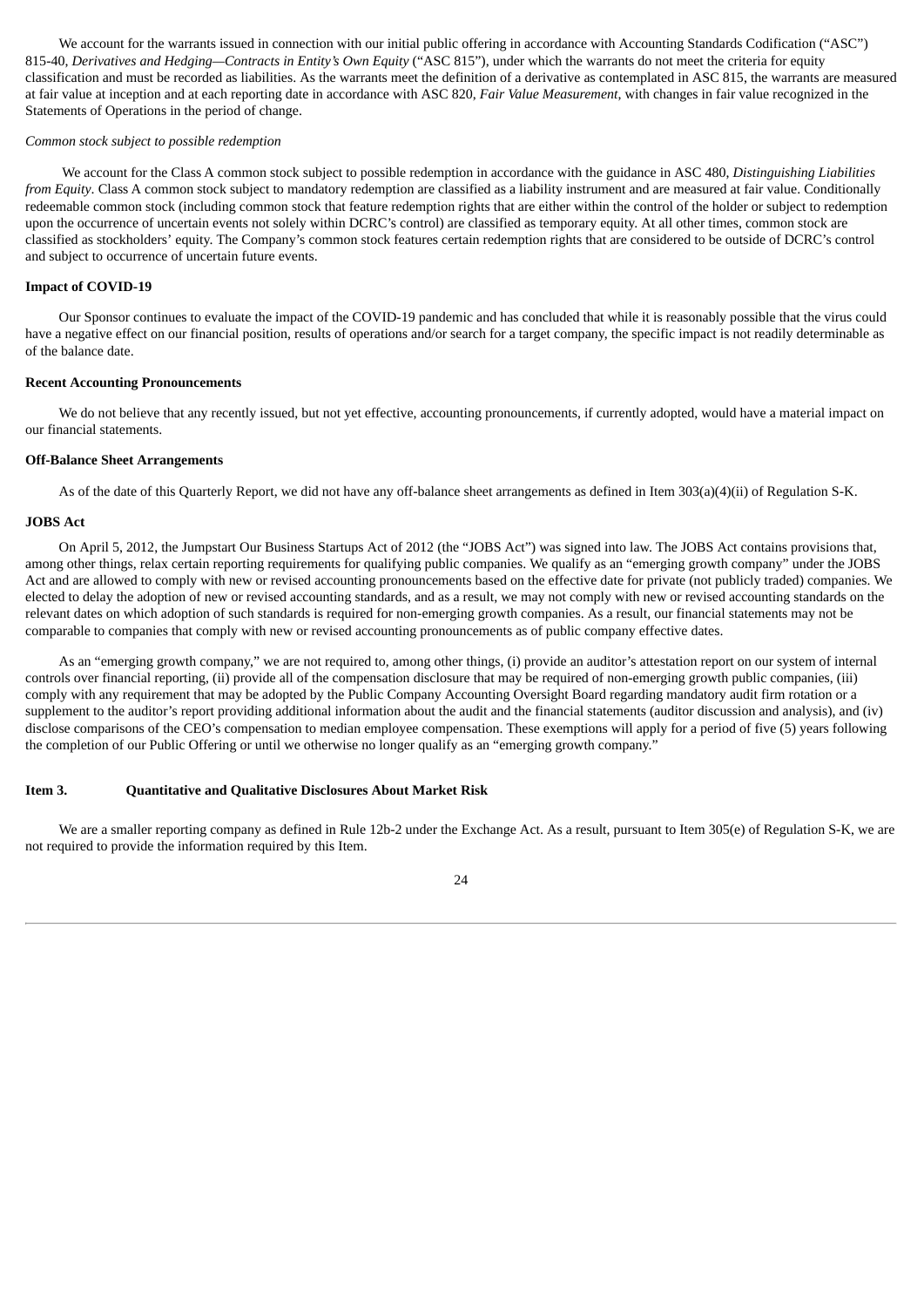We account for the warrants issued in connection with our initial public offering in accordance with Accounting Standards Codification ("ASC") 815-40, *Derivatives and Hedging—Contracts in Entity's Own Equity* ("ASC 815"), under which the warrants do not meet the criteria for equity classification and must be recorded as liabilities. As the warrants meet the definition of a derivative as contemplated in ASC 815, the warrants are measured at fair value at inception and at each reporting date in accordance with ASC 820, *Fair Value Measurement*, with changes in fair value recognized in the Statements of Operations in the period of change.

*Common stock subject to possible redemption*

We account for the Class A common stock subject to possible redemption in accordance with the guidance in ASC 480, *Distinguishing Liabilities from Equity*. Class A common stock subject to mandatory redemption are classified as a liability instrument and are measured at fair value. Conditionally redeemable common stock (including common stock that feature redemption rights that are either within the control of the holder or subject to redemption upon the occurrence of uncertain events not solely within DCRC's control) are classified as temporary equity. At all other times, common stock are classified as stockholders' equity. The Company's common stock features certain redemption rights that are considered to be outside of DCRC's control and subject to occurrence of uncertain future events.

**Impact of COVID-19**

Our Sponsor continues to evaluate the impact of the COVID-19 pandemic and has concluded that while it is reasonably possible that the virus could have a negative effect on our financial position, results of operations and/or search for a target company, the specific impact is not readily determinable as of the balance date.

**Recent Accounting Pronouncements**

We do not believe that any recently issued, but not yet effective, accounting pronouncements, if currently adopted, would have a material impact on our financial statements.

**Off-Balance Sheet Arrangements**

As of the date of this Quarterly Report, we did not have any off-balance sheet arrangements as defined in Item 303(a)(4)(ii) of Regulation S-K.

**JOBS Act**

On April 5, 2012, the Jumpstart Our Business Startups Act of 2012 (the "JOBS Act") was signed into law. The JOBS Act contains provisions that, among other things, relax certain reporting requirements for qualifying public companies. We qualify as an "emerging growth company" under the JOBS Act and are allowed to comply with new or revised accounting pronouncements based on the effective date for private (not publicly traded) companies. We elected to delay the adoption of new or revised accounting standards, and as a result, we may not comply with new or revised accounting standards on the relevant dates on which adoption of such standards is required for non-emerging growth companies. As a result, our financial statements may not be comparable to companies that comply with new or revised accounting pronouncements as of public company effective dates.

As an "emerging growth company," we are not required to, among other things, (i) provide an auditor's attestation report on our system of internal controls over financial reporting, (ii) provide all of the compensation disclosure that may be required of non-emerging growth public companies, (iii) comply with any requirement that may be adopted by the Public Company Accounting Oversight Board regarding mandatory audit firm rotation or a supplement to the auditor's report providing additional information about the audit and the financial statements (auditor discussion and analysis), and (iv) disclose comparisons of the CEO's compensation to median employee compensation. These exemptions will apply for a period of five (5) years following the completion of our Public Offering or until we otherwise no longer qualify as an "emerging growth company."

## Item 3. Quantitative and Qualitative Disclosures About Market Risk

We are a smaller reporting company as defined in Rule 12b-2 under the Exchange Act. As a result, pursuant to Item 305(e) of Regulation S-K, we are not required to provide the information required by this Item.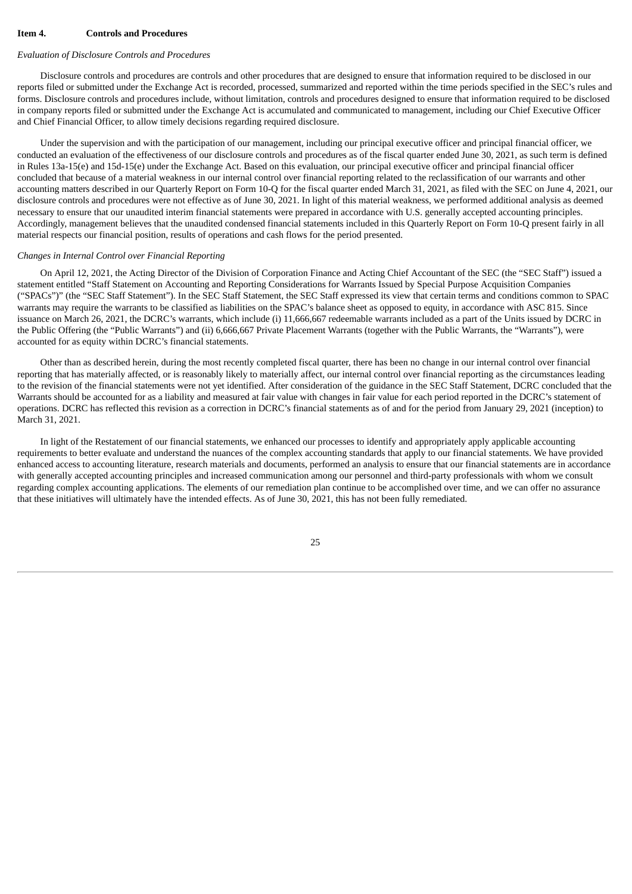**Item 4. Controls and Procedures**

*Evaluation of Disclosure Controls and Procedures*

Disclosure controls and procedures are controls and other procedures that are designed to ensure that information required to be disclosed in our reports filed or submitted under the Exchange Act is recorded, processed, summarized and reported within the time periods specified in the SEC's rules and forms. Disclosure controls and procedures include, without limitation, controls and procedures designed to ensure that information required to be disclosed in company reports filed or submitted under the Exchange Act is accumulated and communicated to management, including our Chief Executive Officer and Chief Financial Officer, to allow timely decisions regarding required disclosure.

Under the supervision and with the participation of our management, including our principal executive officer and principal financial officer, we conducted an evaluation of the effectiveness of our disclosure controls and procedures as of the fiscal quarter ended June 30, 2021, as such term is defined in Rules 13a-15(e) and 15d-15(e) under the Exchange Act. Based on this evaluation, our principal executive officer and principal financial officer concluded that because of a material weakness in our internal control over financial reporting related to the reclassification of our warrants and other accounting matters described in our Quarterly Report on Form 10-Q for the fiscal quarter ended March 31, 2021, as filed with the SEC on June 4, 2021, our disclosure controls and procedures were not effective as of June 30, 2021. In light of this material weakness, we performed additional analysis as deemed necessary to ensure that our unaudited interim financial statements were prepared in accordance with U.S. generally accepted accounting principles. Accordingly, management believes that the unaudited condensed financial statements included in this Quarterly Report on Form 10-Q present fairly in all material respects our financial position, results of operations and cash flows for the period presented.

*Changes in Internal Control over Financial Reporting*

On April 12, 2021, the Acting Director of the Division of Corporation Finance and Acting Chief Accountant of the SEC (the "SEC Staff") issued a statement entitled "Staff Statement on Accounting and Reporting Considerations for Warrants Issued by Special Purpose Acquisition Companies ("SPACs")" (the "SEC Staff Statement"). In the SEC Staff Statement, the SEC Staff expressed its view that certain terms and conditions common to SPAC warrants may require the warrants to be classified as liabilities on the SPAC's balance sheet as opposed to equity, in accordance with ASC 815. Since issuance on March 26, 2021, the DCRC's warrants, which include (i) 11,666,667 redeemable warrants included as a part of the Units issued by DCRC in the Public Offering (the "Public Warrants") and (ii) 6,666,667 Private Placement Warrants (together with the Public Warrants, the "Warrants"), were accounted for as equity within DCRC's financial statements.

Other than as described herein, during the most recently completed fiscal quarter, there has been no change in our internal control over financial reporting that has materially affected, or is reasonably likely to materially affect, our internal control over financial reporting as the circumstances leading to the revision of the financial statements were not yet identified. After consideration of the guidance in the SEC Staff Statement, DCRC concluded that the Warrants should be accounted for as a liability and measured at fair value with changes in fair value for each period reported in the DCRC's statement of operations. DCRC has reflected this revision as a correction in DCRC's financial statements as of and for the period from January 29, 2021 (inception) to March 31, 2021.

In light of the Restatement of our financial statements, we enhanced our processes to identify and appropriately apply applicable accounting requirements to better evaluate and understand the nuances of the complex accounting standards that apply to our financial statements. We have provided enhanced access to accounting literature, research materials and documents, performed an analysis to ensure that our financial statements are in accordance with generally accepted accounting principles and increased communication among our personnel and third-party professionals with whom we consult regarding complex accounting applications. The elements of our remediation plan continue to be accomplished over time, and we can offer no assurance that these initiatives will ultimately have the intended effects. As of June 30, 2021, this has not been fully remediated.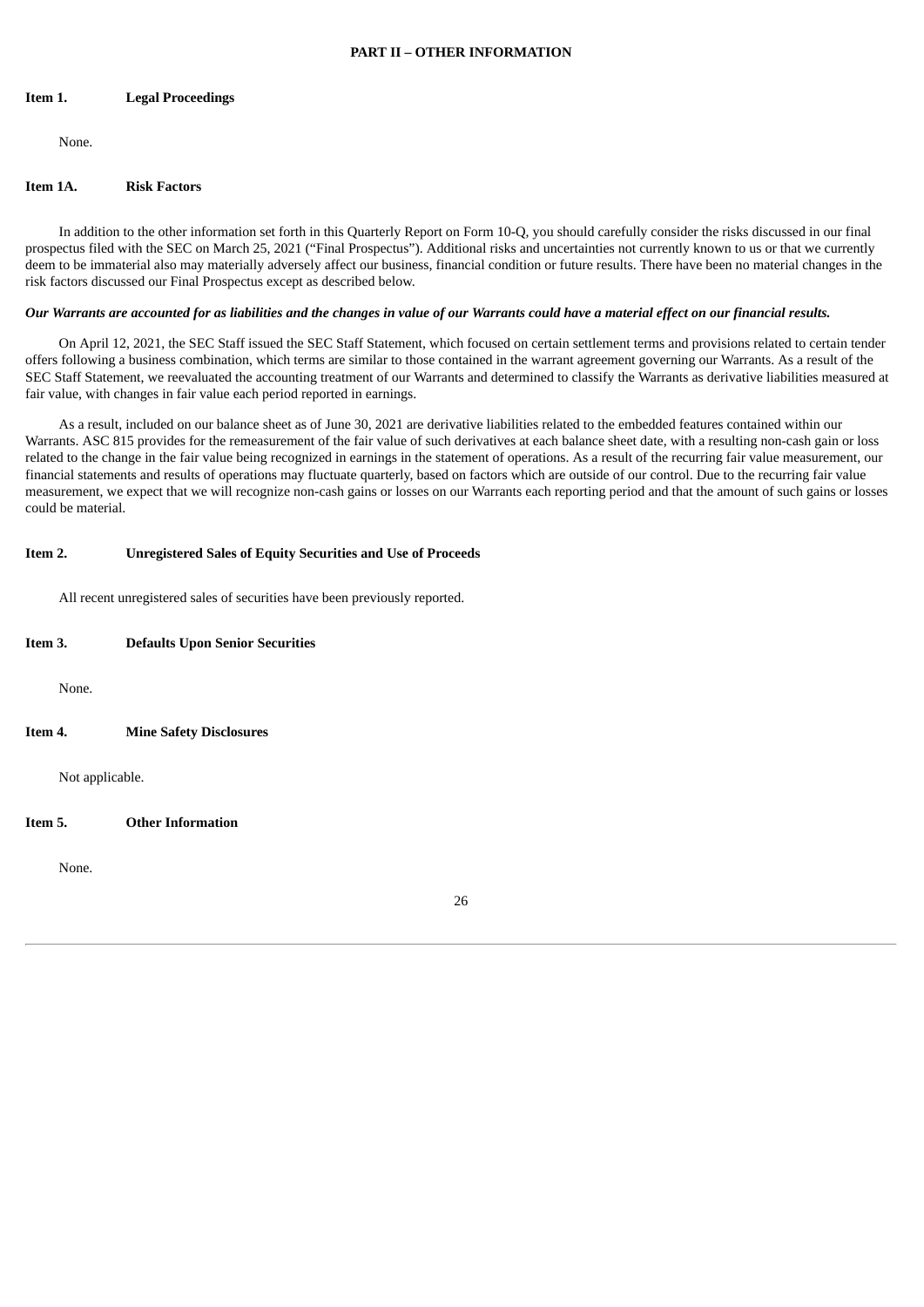# PART II – OTHER INFORMATION

## Item 1. Legal Proceedings

None.

## Item 1A. Risk Factors

In addition to the other information set forth in this Quarterly Report on Form 10-Q, you should carefully consider the risks discussed in our final prospectus filed with the SEC on March 25, 2021 ("Final Prospectus"). Additional risks and uncertainties not currently known to us or that we currently deem to be immaterial also may materially adversely affect our business, financial condition or future results. There have been no material changes in the risk factors discussed our Final Prospectus except as described below.

***Our Warrants are accounted for as liabilities and the changes in value of our Warrants could have a material effect on our financial results.***

On April 12, 2021, the SEC Staff issued the SEC Staff Statement, which focused on certain settlement terms and provisions related to certain tender offers following a business combination, which terms are similar to those contained in the warrant agreement governing our Warrants. As a result of the SEC Staff Statement, we reevaluated the accounting treatment of our Warrants and determined to classify the Warrants as derivative liabilities measured at fair value, with changes in fair value each period reported in earnings.

As a result, included on our balance sheet as of June 30, 2021 are derivative liabilities related to the embedded features contained within our Warrants. ASC 815 provides for the remeasurement of the fair value of such derivatives at each balance sheet date, with a resulting non-cash gain or loss related to the change in the fair value being recognized in earnings in the statement of operations. As a result of the recurring fair value measurement, our financial statements and results of operations may fluctuate quarterly, based on factors which are outside of our control. Due to the recurring fair value measurement, we expect that we will recognize non-cash gains or losses on our Warrants each reporting period and that the amount of such gains or losses could be material.

## Item 2. Unregistered Sales of Equity Securities and Use of Proceeds

All recent unregistered sales of securities have been previously reported.

## Item 3. Defaults Upon Senior Securities

None.

## Item 4. Mine Safety Disclosures

Not applicable.

## Item 5. Other Information

None.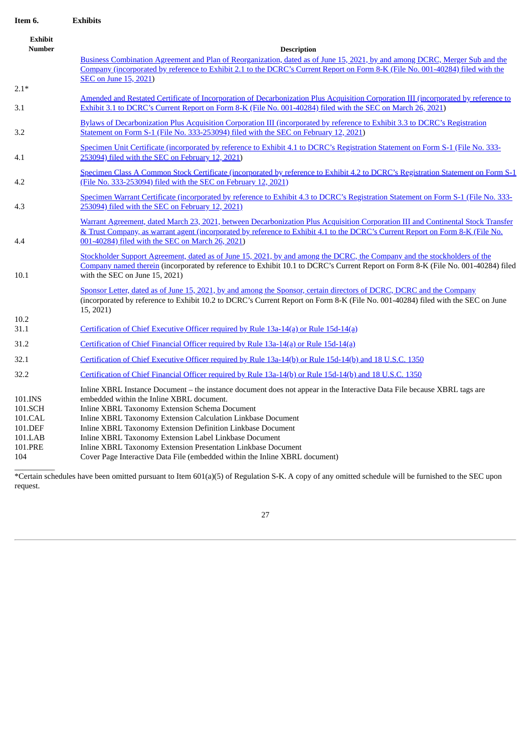**Item 6. Exhibits**

| Exhibit Number | Description |
|---|---|
| 2.1* | Business Combination Agreement and Plan of Reorganization, dated as of June 15, 2021, by and among DCRC, Merger Sub and the Company (incorporated by reference to Exhibit 2.1 to the DCRC's Current Report on Form 8-K (File No. 001-40284) filed with the SEC on June 15, 2021) |
| 3.1 | Amended and Restated Certificate of Incorporation of Decarbonization Plus Acquisition Corporation III (incorporated by reference to Exhibit 3.1 to DCRC's Current Report on Form 8-K (File No. 001-40284) filed with the SEC on March 26, 2021) |
| 3.2 | Bylaws of Decarbonization Plus Acquisition Corporation III (incorporated by reference to Exhibit 3.3 to DCRC's Registration Statement on Form S-1 (File No. 333-253094) filed with the SEC on February 12, 2021) |
| 4.1 | Specimen Unit Certificate (incorporated by reference to Exhibit 4.1 to DCRC's Registration Statement on Form S-1 (File No. 333-253094) filed with the SEC on February 12, 2021) |
| 4.2 | Specimen Class A Common Stock Certificate (incorporated by reference to Exhibit 4.2 to DCRC's Registration Statement on Form S-1 (File No. 333-253094) filed with the SEC on February 12, 2021) |
| 4.3 | Specimen Warrant Certificate (incorporated by reference to Exhibit 4.3 to DCRC's Registration Statement on Form S-1 (File No. 333-253094) filed with the SEC on February 12, 2021) |
| 4.4 | Warrant Agreement, dated March 23, 2021, between Decarbonization Plus Acquisition Corporation III and Continental Stock Transfer & Trust Company, as warrant agent (incorporated by reference to Exhibit 4.1 to the DCRC's Current Report on Form 8-K (File No. 001-40284) filed with the SEC on March 26, 2021) |
| 10.1 | Stockholder Support Agreement, dated as of June 15, 2021, by and among the DCRC, the Company and the stockholders of the Company named therein (incorporated by reference to Exhibit 10.1 to DCRC's Current Report on Form 8-K (File No. 001-40284) filed with the SEC on June 15, 2021) |
| 10.2 | Sponsor Letter, dated as of June 15, 2021, by and among the Sponsor, certain directors of DCRC, DCRC and the Company (incorporated by reference to Exhibit 10.2 to DCRC's Current Report on Form 8-K (File No. 001-40284) filed with the SEC on June 15, 2021) |
| 31.1 | Certification of Chief Executive Officer required by Rule 13a-14(a) or Rule 15d-14(a) |
| 31.2 | Certification of Chief Financial Officer required by Rule 13a-14(a) or Rule 15d-14(a) |
| 32.1 | Certification of Chief Executive Officer required by Rule 13a-14(b) or Rule 15d-14(b) and 18 U.S.C. 1350 |
| 32.2 | Certification of Chief Financial Officer required by Rule 13a-14(b) or Rule 15d-14(b) and 18 U.S.C. 1350 |
| 101.INS | Inline XBRL Instance Document – the instance document does not appear in the Interactive Data File because XBRL tags are embedded within the Inline XBRL document. |
| 101.SCH | Inline XBRL Taxonomy Extension Schema Document |
| 101.CAL | Inline XBRL Taxonomy Extension Calculation Linkbase Document |
| 101.DEF | Inline XBRL Taxonomy Extension Definition Linkbase Document |
| 101.LAB | Inline XBRL Taxonomy Extension Label Linkbase Document |
| 101.PRE | Inline XBRL Taxonomy Extension Presentation Linkbase Document |
| 104 | Cover Page Interactive Data File (embedded within the Inline XBRL document) |

*Certain schedules have been omitted pursuant to Item 601(a)(5) of Regulation S-K. A copy of any omitted schedule will be furnished to the SEC upon request.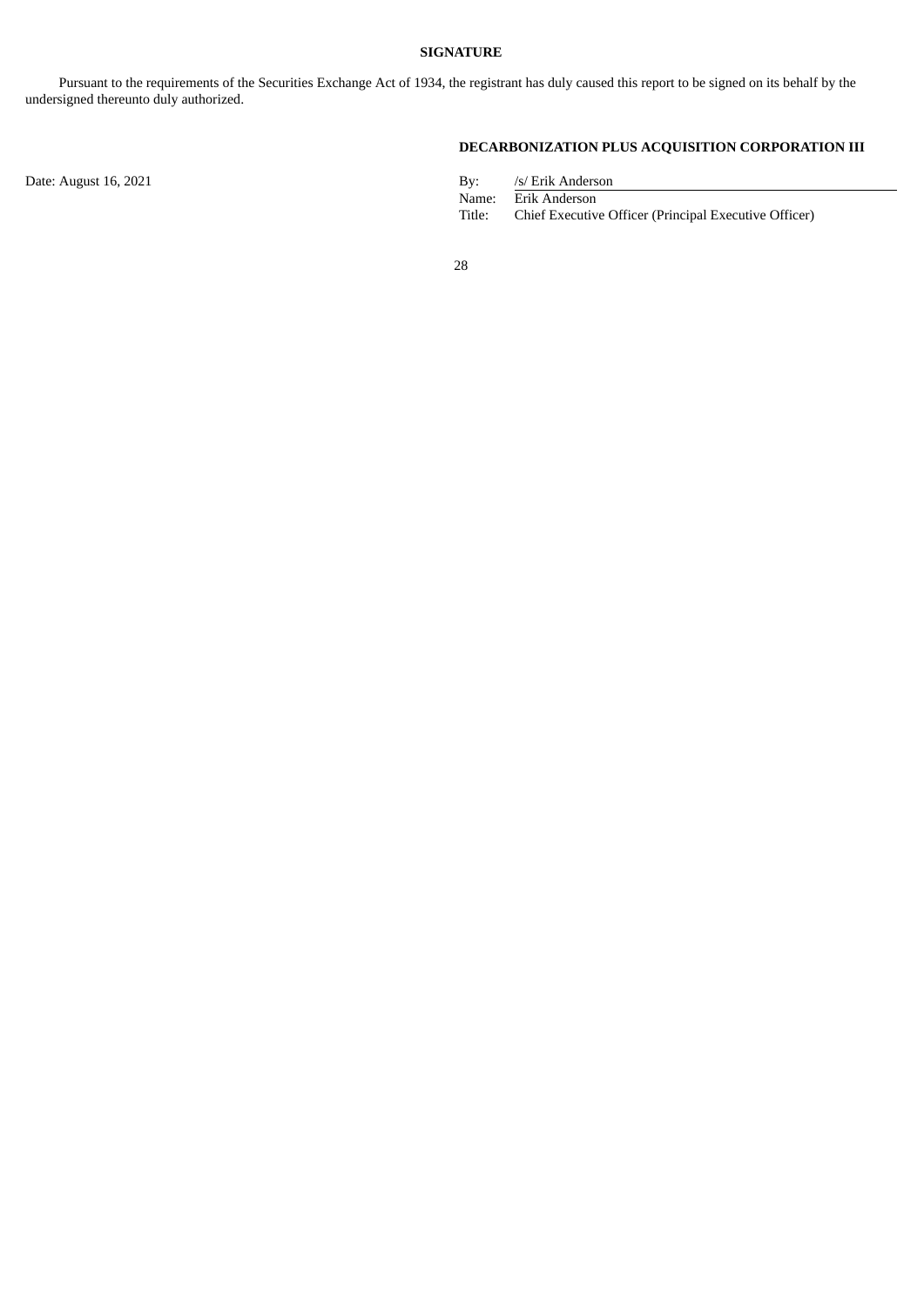**SIGNATURE**

Pursuant to the requirements of the Securities Exchange Act of 1934, the registrant has duly caused this report to be signed on its behalf by the undersigned thereunto duly authorized.

**DECARBONIZATION PLUS ACQUISITION CORPORATION III**

Date: August 16, 2021

By: /s/ Erik Anderson
Name: Erik Anderson
Title: Chief Executive Officer (Principal Executive Officer)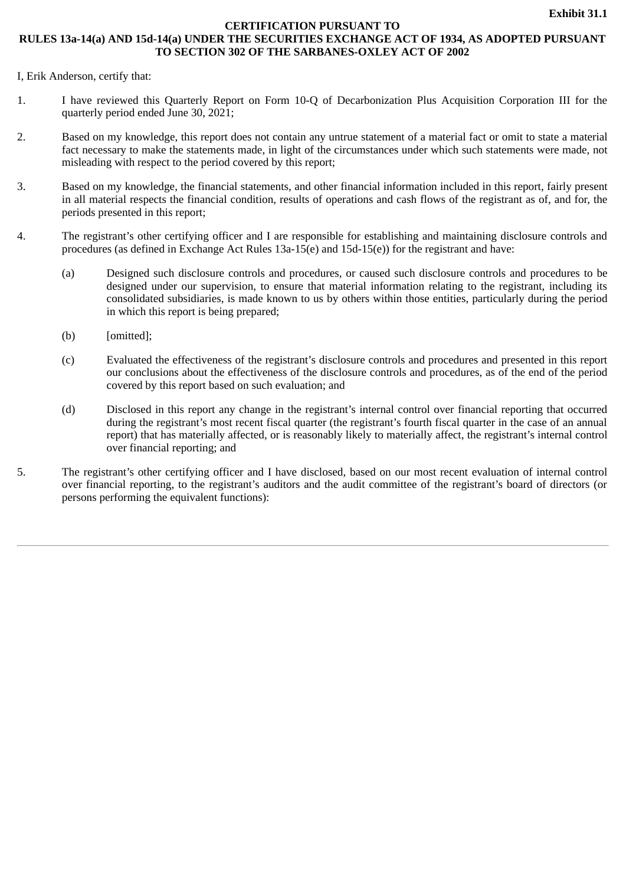**Exhibit 31.1**

**CERTIFICATION PURSUANT TO RULES 13a-14(a) AND 15d-14(a) UNDER THE SECURITIES EXCHANGE ACT OF 1934, AS ADOPTED PURSUANT TO SECTION 302 OF THE SARBANES-OXLEY ACT OF 2002**

I, Erik Anderson, certify that:

1. I have reviewed this Quarterly Report on Form 10-Q of Decarbonization Plus Acquisition Corporation III for the quarterly period ended June 30, 2021;

2. Based on my knowledge, this report does not contain any untrue statement of a material fact or omit to state a material fact necessary to make the statements made, in light of the circumstances under which such statements were made, not misleading with respect to the period covered by this report;

3. Based on my knowledge, the financial statements, and other financial information included in this report, fairly present in all material respects the financial condition, results of operations and cash flows of the registrant as of, and for, the periods presented in this report;

4. The registrant's other certifying officer and I are responsible for establishing and maintaining disclosure controls and procedures (as defined in Exchange Act Rules 13a-15(e) and 15d-15(e)) for the registrant and have:

   (a) Designed such disclosure controls and procedures, or caused such disclosure controls and procedures to be designed under our supervision, to ensure that material information relating to the registrant, including its consolidated subsidiaries, is made known to us by others within those entities, particularly during the period in which this report is being prepared;

   (b) [omitted];

   (c) Evaluated the effectiveness of the registrant's disclosure controls and procedures and presented in this report our conclusions about the effectiveness of the disclosure controls and procedures, as of the end of the period covered by this report based on such evaluation; and

   (d) Disclosed in this report any change in the registrant's internal control over financial reporting that occurred during the registrant's most recent fiscal quarter (the registrant's fourth fiscal quarter in the case of an annual report) that has materially affected, or is reasonably likely to materially affect, the registrant's internal control over financial reporting; and

5. The registrant's other certifying officer and I have disclosed, based on our most recent evaluation of internal control over financial reporting, to the registrant's auditors and the audit committee of the registrant's board of directors (or persons performing the equivalent functions):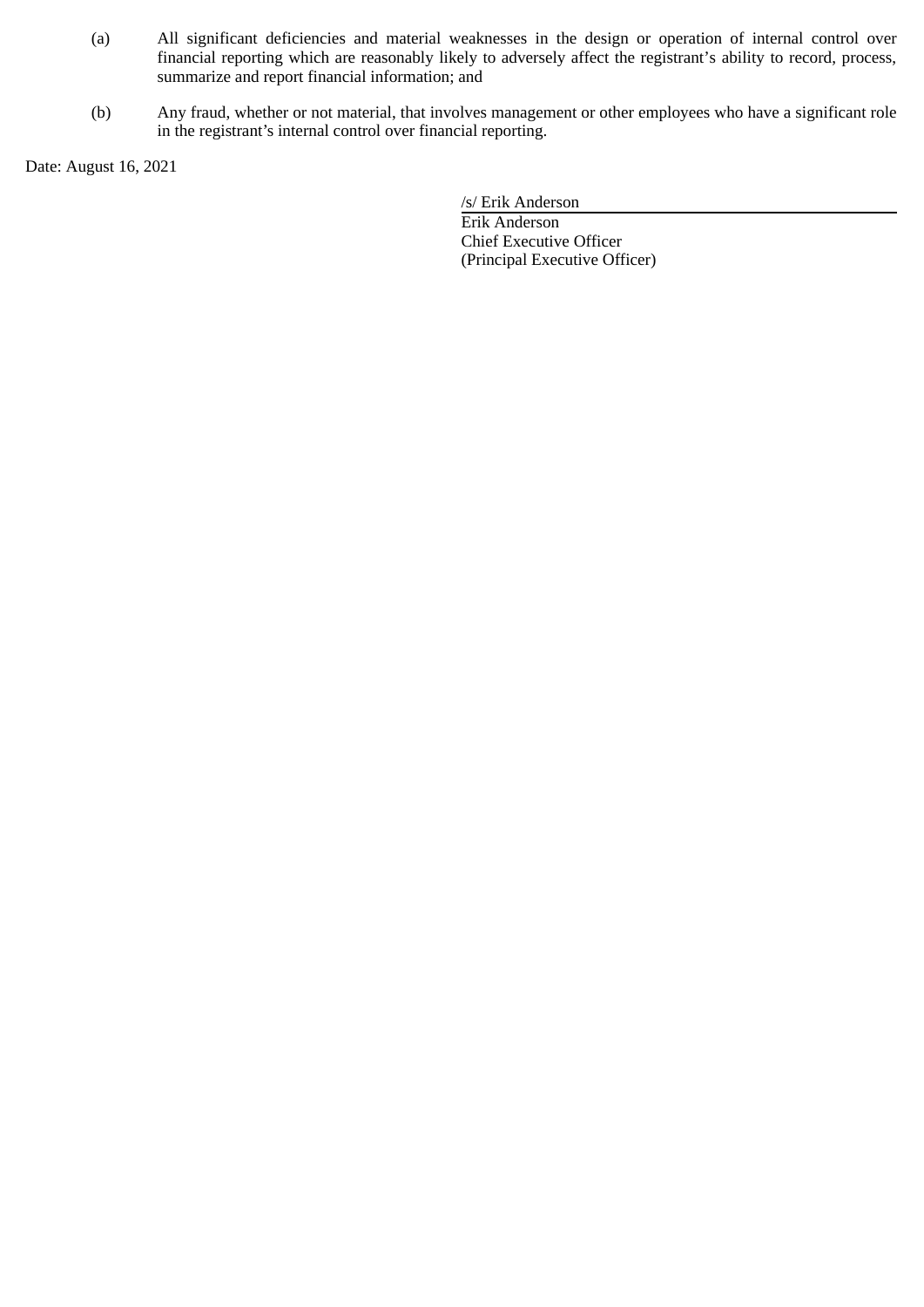(a) All significant deficiencies and material weaknesses in the design or operation of internal control over financial reporting which are reasonably likely to adversely affect the registrant's ability to record, process, summarize and report financial information; and

(b) Any fraud, whether or not material, that involves management or other employees who have a significant role in the registrant's internal control over financial reporting.

Date: August 16, 2021

/s/ Erik Anderson
Erik Anderson
Chief Executive Officer
(Principal Executive Officer)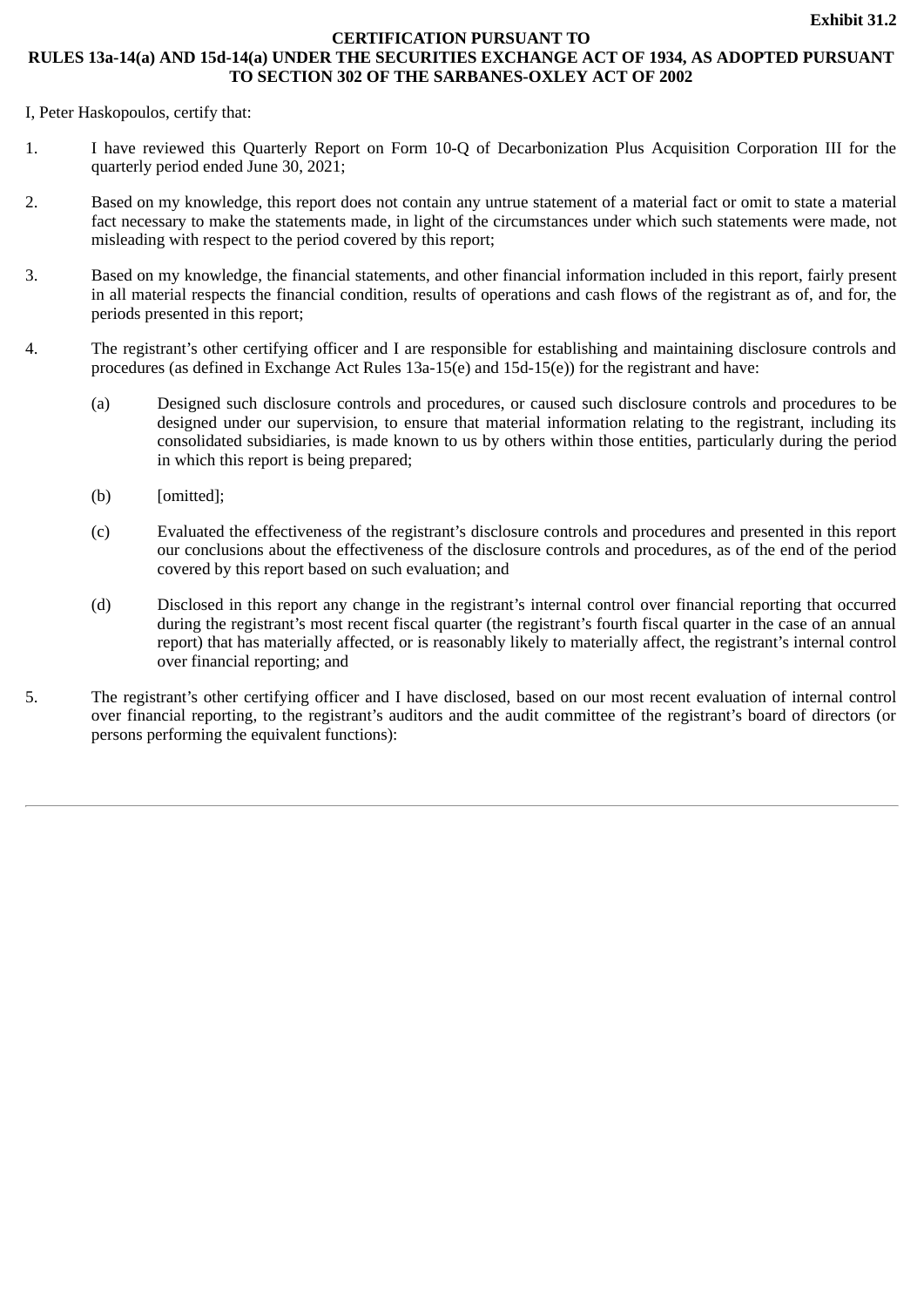**Exhibit 31.2**

**CERTIFICATION PURSUANT TO RULES 13a-14(a) AND 15d-14(a) UNDER THE SECURITIES EXCHANGE ACT OF 1934, AS ADOPTED PURSUANT TO SECTION 302 OF THE SARBANES-OXLEY ACT OF 2002**

I, Peter Haskopoulos, certify that:

1. I have reviewed this Quarterly Report on Form 10-Q of Decarbonization Plus Acquisition Corporation III for the quarterly period ended June 30, 2021;

2. Based on my knowledge, this report does not contain any untrue statement of a material fact or omit to state a material fact necessary to make the statements made, in light of the circumstances under which such statements were made, not misleading with respect to the period covered by this report;

3. Based on my knowledge, the financial statements, and other financial information included in this report, fairly present in all material respects the financial condition, results of operations and cash flows of the registrant as of, and for, the periods presented in this report;

4. The registrant's other certifying officer and I are responsible for establishing and maintaining disclosure controls and procedures (as defined in Exchange Act Rules 13a-15(e) and 15d-15(e)) for the registrant and have:

   (a) Designed such disclosure controls and procedures, or caused such disclosure controls and procedures to be designed under our supervision, to ensure that material information relating to the registrant, including its consolidated subsidiaries, is made known to us by others within those entities, particularly during the period in which this report is being prepared;

   (b) [omitted];

   (c) Evaluated the effectiveness of the registrant's disclosure controls and procedures and presented in this report our conclusions about the effectiveness of the disclosure controls and procedures, as of the end of the period covered by this report based on such evaluation; and

   (d) Disclosed in this report any change in the registrant's internal control over financial reporting that occurred during the registrant's most recent fiscal quarter (the registrant's fourth fiscal quarter in the case of an annual report) that has materially affected, or is reasonably likely to materially affect, the registrant's internal control over financial reporting; and

5. The registrant's other certifying officer and I have disclosed, based on our most recent evaluation of internal control over financial reporting, to the registrant's auditors and the audit committee of the registrant's board of directors (or persons performing the equivalent functions):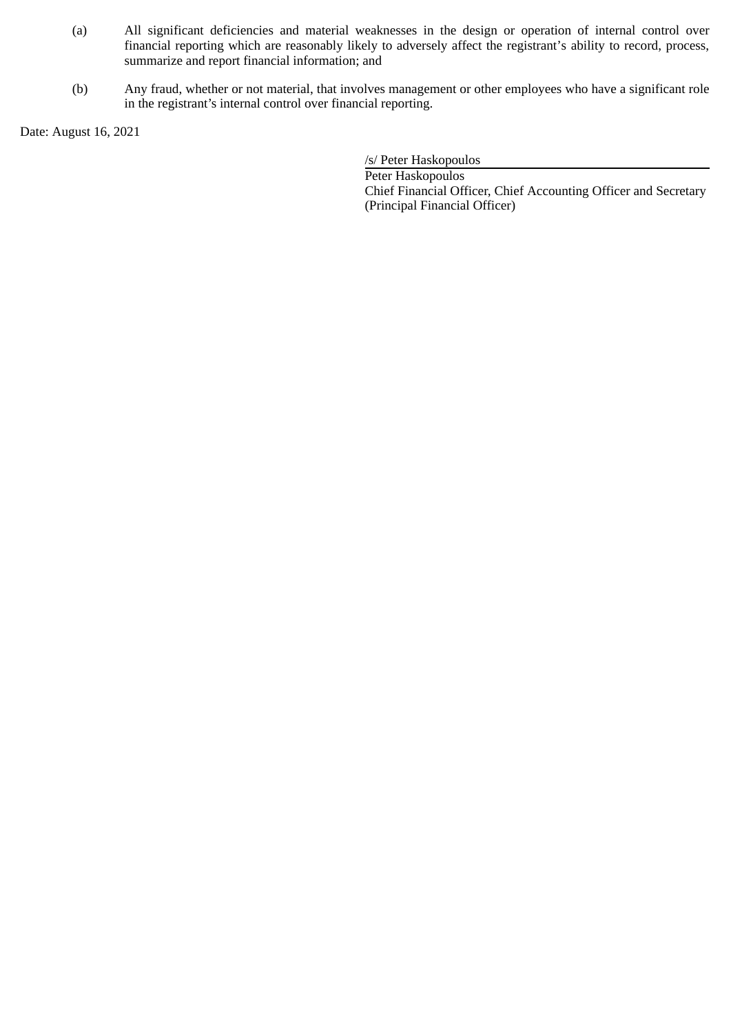(a) All significant deficiencies and material weaknesses in the design or operation of internal control over financial reporting which are reasonably likely to adversely affect the registrant's ability to record, process, summarize and report financial information; and

(b) Any fraud, whether or not material, that involves management or other employees who have a significant role in the registrant's internal control over financial reporting.

Date: August 16, 2021

/s/ Peter Haskopoulos

Peter Haskopoulos
Chief Financial Officer, Chief Accounting Officer and Secretary
(Principal Financial Officer)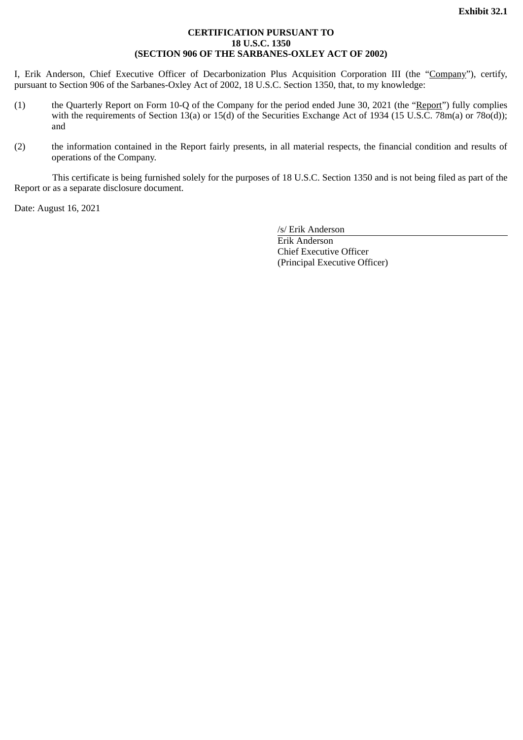**Exhibit 32.1**

**CERTIFICATION PURSUANT TO**
**18 U.S.C. 1350**
**(SECTION 906 OF THE SARBANES-OXLEY ACT OF 2002)**

I, Erik Anderson, Chief Executive Officer of Decarbonization Plus Acquisition Corporation III (the "Company"), certify, pursuant to Section 906 of the Sarbanes-Oxley Act of 2002, 18 U.S.C. Section 1350, that, to my knowledge:

(1) the Quarterly Report on Form 10-Q of the Company for the period ended June 30, 2021 (the "Report") fully complies with the requirements of Section 13(a) or 15(d) of the Securities Exchange Act of 1934 (15 U.S.C. 78m(a) or 78o(d)); and

(2) the information contained in the Report fairly presents, in all material respects, the financial condition and results of operations of the Company.

This certificate is being furnished solely for the purposes of 18 U.S.C. Section 1350 and is not being filed as part of the Report or as a separate disclosure document.

Date: August 16, 2021

/s/ Erik Anderson
Erik Anderson
Chief Executive Officer
(Principal Executive Officer)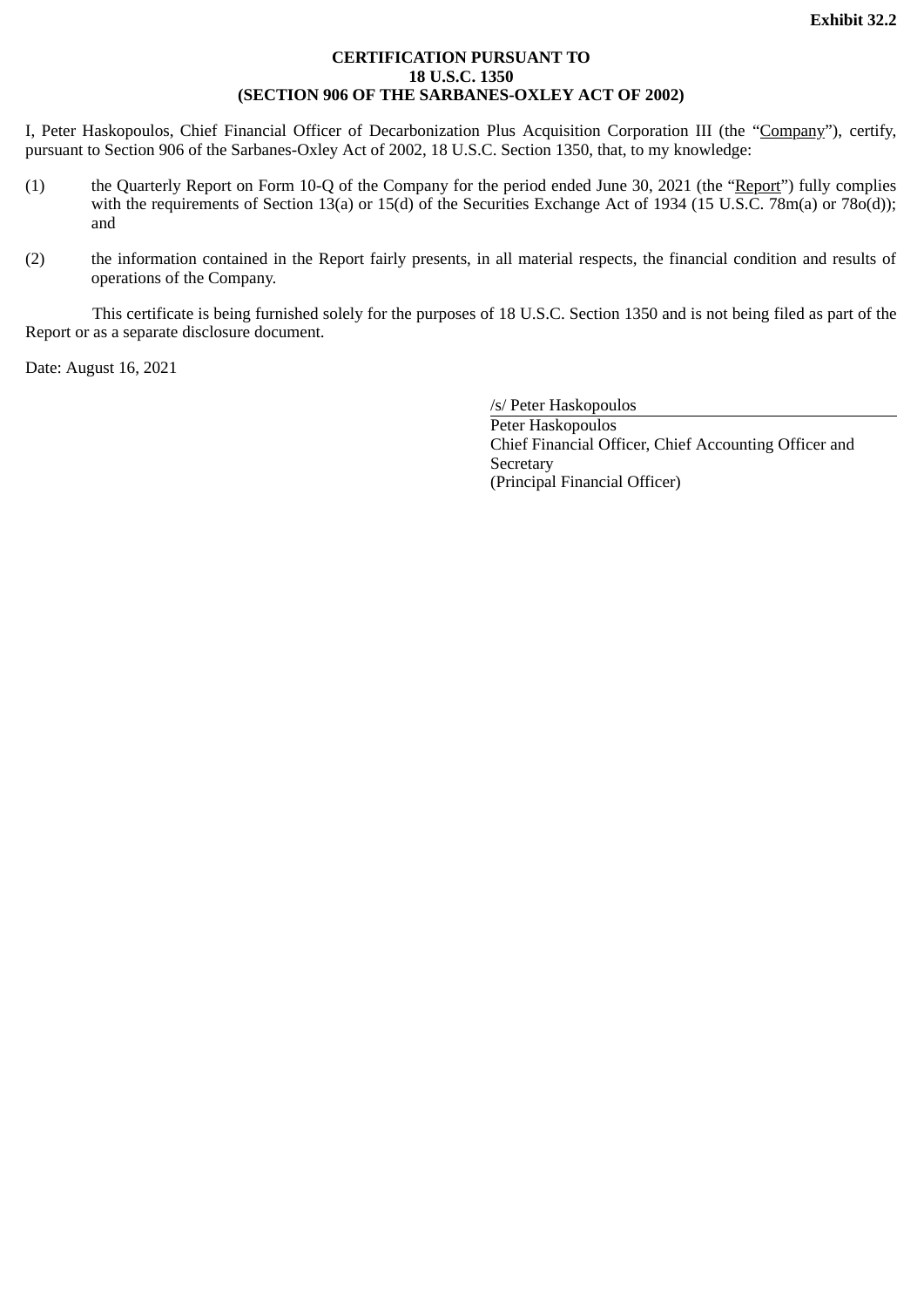**Exhibit 32.2**

**CERTIFICATION PURSUANT TO**
**18 U.S.C. 1350**
**(SECTION 906 OF THE SARBANES-OXLEY ACT OF 2002)**

I, Peter Haskopoulos, Chief Financial Officer of Decarbonization Plus Acquisition Corporation III (the "Company"), certify, pursuant to Section 906 of the Sarbanes-Oxley Act of 2002, 18 U.S.C. Section 1350, that, to my knowledge:

(1) the Quarterly Report on Form 10-Q of the Company for the period ended June 30, 2021 (the "Report") fully complies with the requirements of Section 13(a) or 15(d) of the Securities Exchange Act of 1934 (15 U.S.C. 78m(a) or 78o(d)); and

(2) the information contained in the Report fairly presents, in all material respects, the financial condition and results of operations of the Company.

This certificate is being furnished solely for the purposes of 18 U.S.C. Section 1350 and is not being filed as part of the Report or as a separate disclosure document.

Date: August 16, 2021

/s/ Peter Haskopoulos
Peter Haskopoulos
Chief Financial Officer, Chief Accounting Officer and Secretary
(Principal Financial Officer)